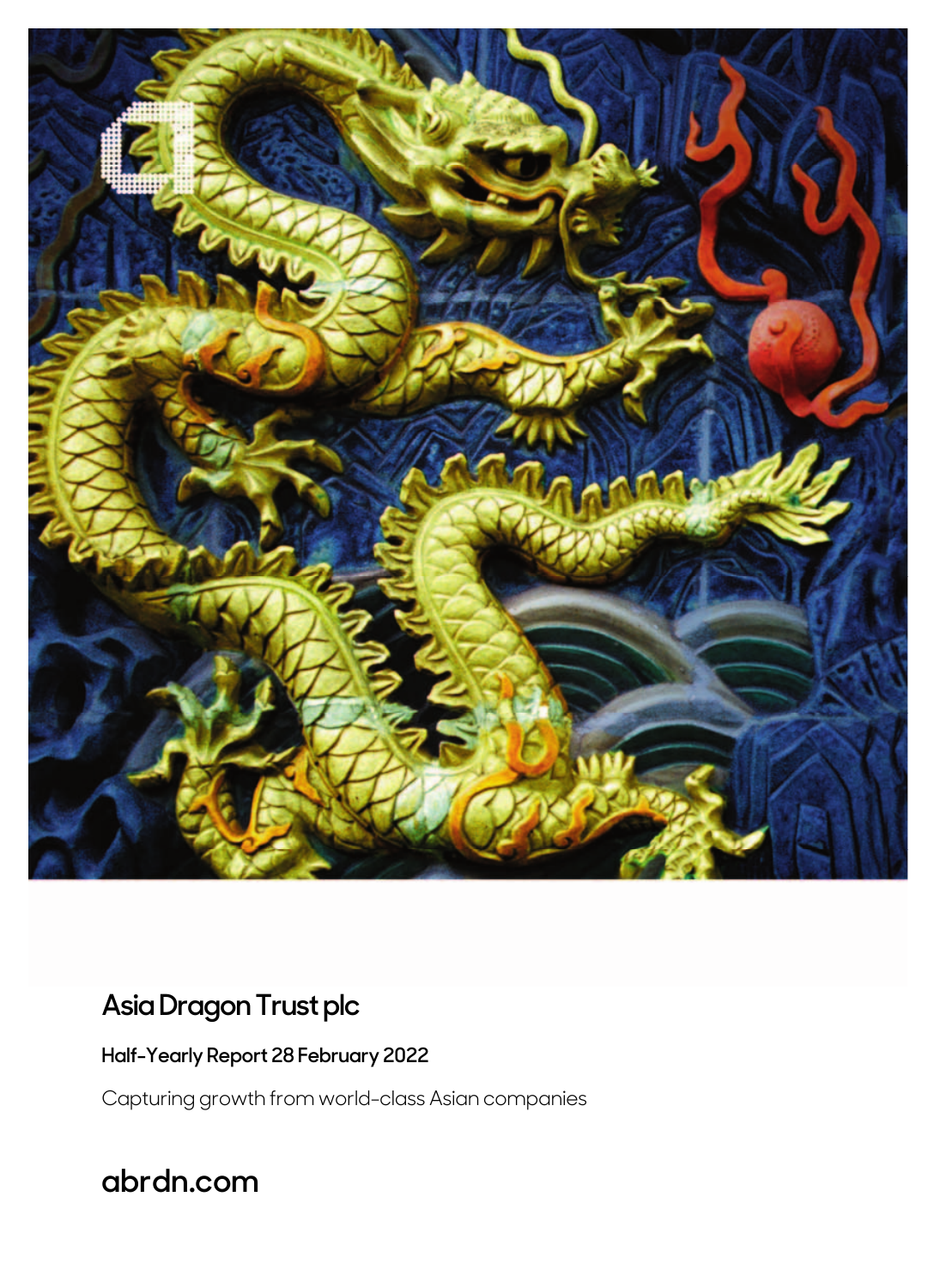# Asia Dragon Trust plc

**Half-Yearly Report 28 February 2022**

Capturing growth from world-class Asian companies

**abrdn.com**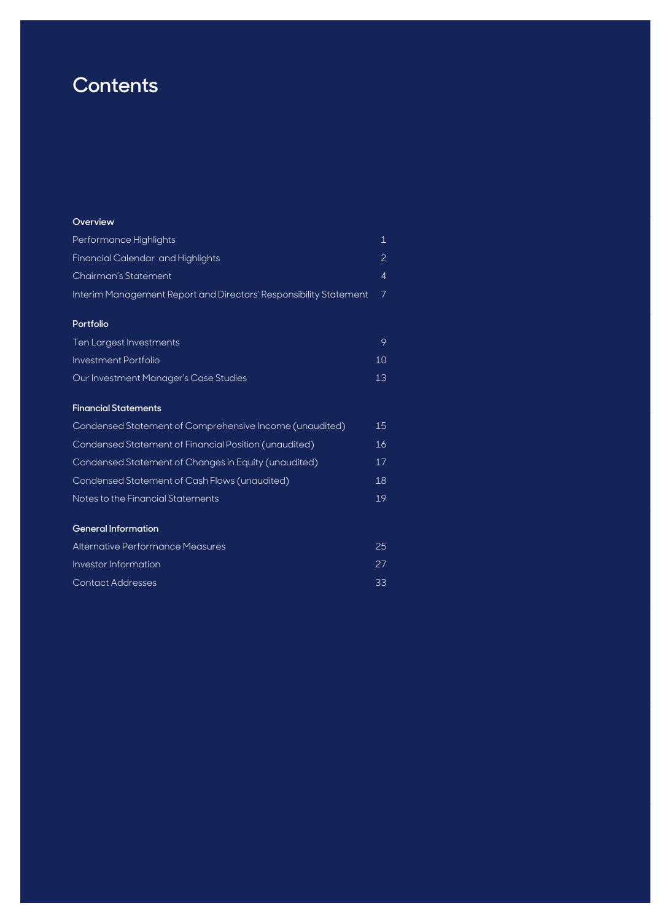# Contents

## Overview

| | |
|---|---|
| Performance Highlights | 1 |
| Financial Calendar and Highlights | 2 |
| Chairman's Statement | 4 |
| Interim Management Report and Directors' Responsibility Statement | 7 |

## Portfolio

| | |
|---|---|
| Ten Largest Investments | 9 |
| Investment Portfolio | 10 |
| Our Investment Manager's Case Studies | 13 |

## Financial Statements

| | |
|---|---|
| Condensed Statement of Comprehensive Income (unaudited) | 15 |
| Condensed Statement of Financial Position (unaudited) | 16 |
| Condensed Statement of Changes in Equity (unaudited) | 17 |
| Condensed Statement of Cash Flows (unaudited) | 18 |
| Notes to the Financial Statements | 19 |

## General Information

| | |
|---|---|
| Alternative Performance Measures | 25 |
| Investor Information | 27 |
| Contact Addresses | 33 |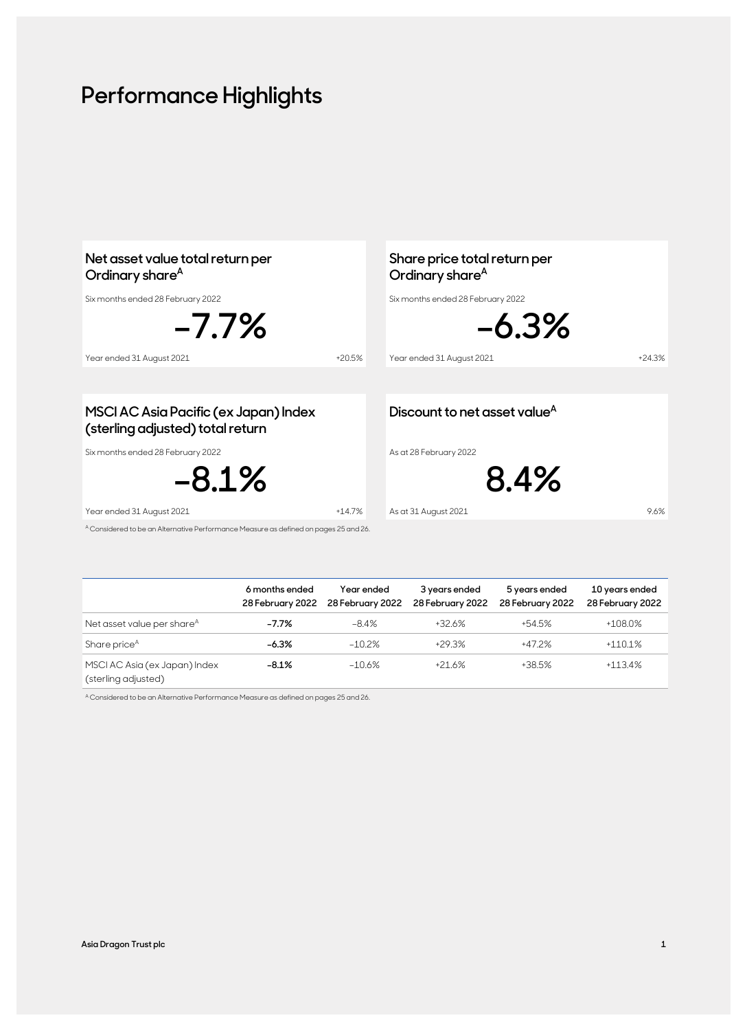# Performance Highlights

### Net asset value total return per Ordinary share[A]

Six months ended 28 February 2022

**−7.7%**

Year ended 31 August 2021 +20.5%

### Share price total return per Ordinary share[A]

Six months ended 28 February 2022

**−6.3%**

Year ended 31 August 2021 +24.3%

### MSCI AC Asia Pacific (ex Japan) Index (sterling adjusted) total return

Six months ended 28 February 2022

**−8.1%**

Year ended 31 August 2021 +14.7%

### Discount to net asset value[A]

As at 28 February 2022

**8.4%**

As at 31 August 2021 9.6%

[A] Considered to be an Alternative Performance Measure as defined on pages 25 and 26.

| | 6 months ended 28 February 2022 | Year ended 28 February 2022 | 3 years ended 28 February 2022 | 5 years ended 28 February 2022 | 10 years ended 28 February 2022 |
|---|---|---|---|---|---|
| Net asset value per share[A] | **−7.7%** | −8.4% | +32.6% | +54.5% | +108.0% |
| Share price[A] | **−6.3%** | −10.2% | +29.3% | +47.2% | +110.1% |
| MSCI AC Asia (ex Japan) Index (sterling adjusted) | **−8.1%** | −10.6% | +21.6% | +38.5% | +113.4% |

[A] Considered to be an Alternative Performance Measure as defined on pages 25 and 26.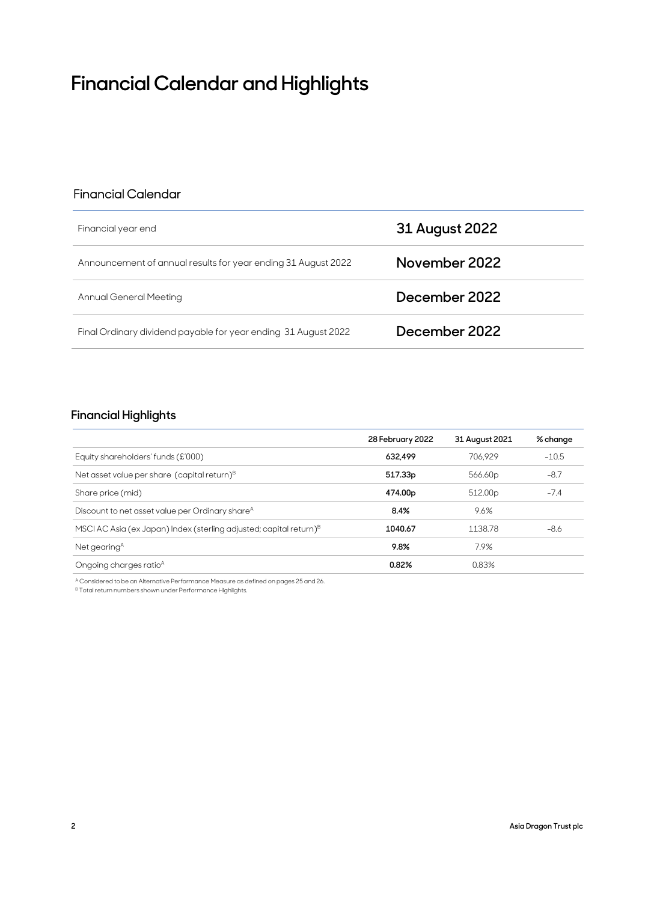# Financial Calendar and Highlights

## Financial Calendar

| | |
|---|---|
| Financial year end | **31 August 2022** |
| Announcement of annual results for year ending 31 August 2022 | **November 2022** |
| Annual General Meeting | **December 2022** |
| Final Ordinary dividend payable for year ending 31 August 2022 | **December 2022** |

## Financial Highlights

| | 28 February 2022 | 31 August 2021 | % change |
|---|---|---|---|
| Equity shareholders' funds (£'000) | **632,499** | 706,929 | –10.5 |
| Net asset value per share (capital return)[B] | **517.33p** | 566.60p | –8.7 |
| Share price (mid) | **474.00p** | 512.00p | –7.4 |
| Discount to net asset value per Ordinary share[A] | **8.4%** | 9.6% | |
| MSCI AC Asia (ex Japan) Index (sterling adjusted; capital return)[B] | **1040.67** | 1138.78 | –8.6 |
| Net gearing[A] | **9.8%** | 7.9% | |
| Ongoing charges ratio[A] | **0.82%** | 0.83% | |

[A] Considered to be an Alternative Performance Measure as defined on pages 25 and 26.

[B] Total return numbers shown under Performance Highlights.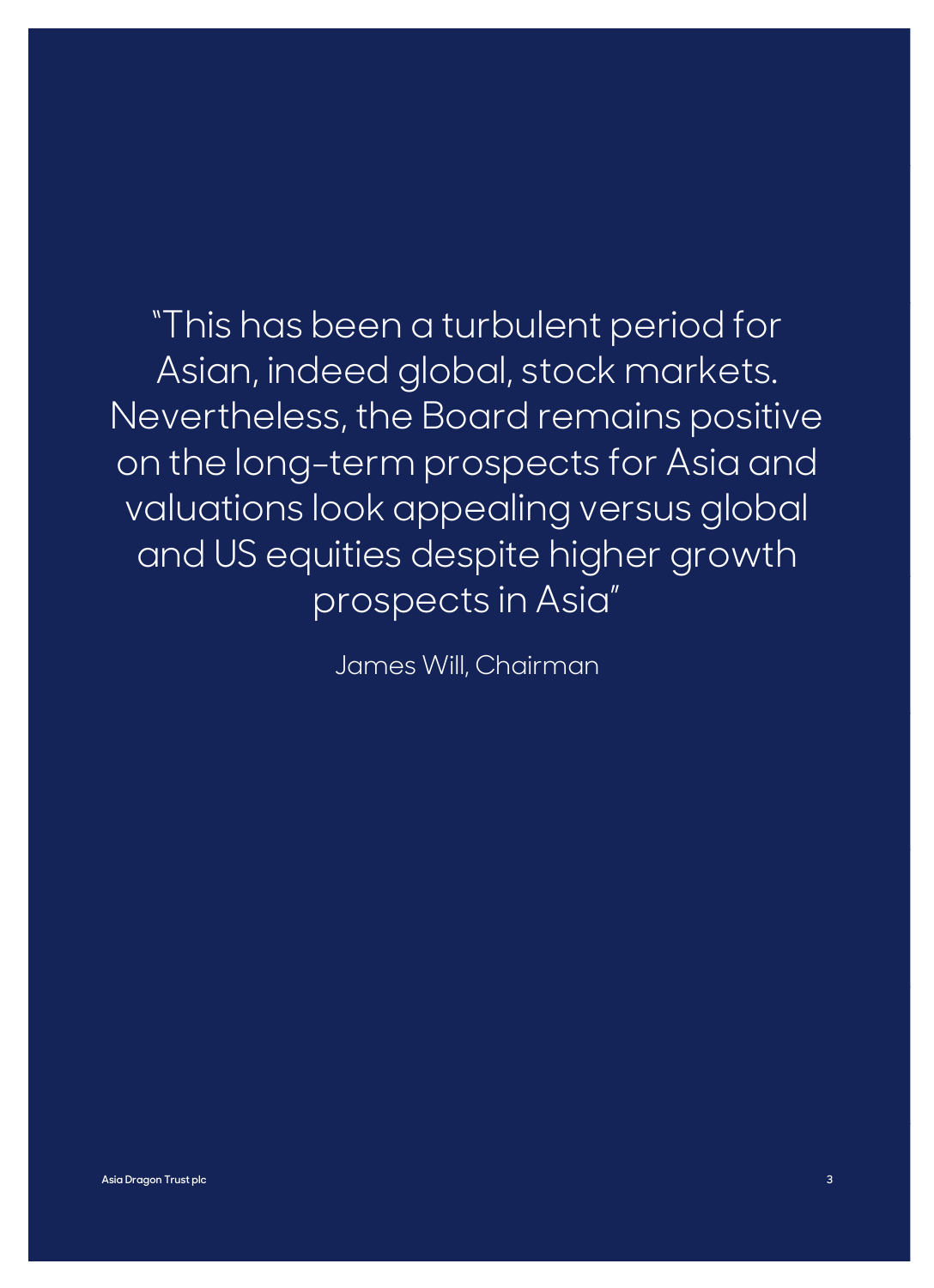"This has been a turbulent period for Asian, indeed global, stock markets. Nevertheless, the Board remains positive on the long-term prospects for Asia and valuations look appealing versus global and US equities despite higher growth prospects in Asia"

James Will, Chairman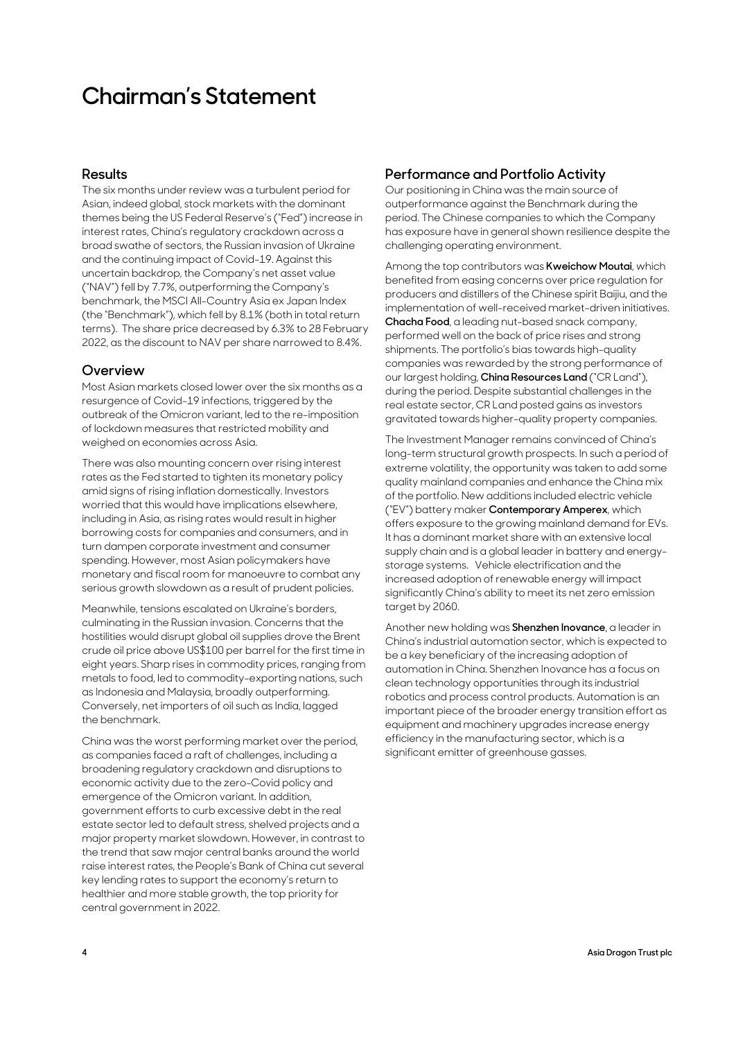# Chairman's Statement

## Results

The six months under review was a turbulent period for Asian, indeed global, stock markets with the dominant themes being the US Federal Reserve's ("Fed") increase in interest rates, China's regulatory crackdown across a broad swathe of sectors, the Russian invasion of Ukraine and the continuing impact of Covid-19. Against this uncertain backdrop, the Company's net asset value ("NAV") fell by 7.7%, outperforming the Company's benchmark, the MSCI All-Country Asia ex Japan Index (the "Benchmark"), which fell by 8.1% (both in total return terms). The share price decreased by 6.3% to 28 February 2022, as the discount to NAV per share narrowed to 8.4%.

## Overview

Most Asian markets closed lower over the six months as a resurgence of Covid-19 infections, triggered by the outbreak of the Omicron variant, led to the re-imposition of lockdown measures that restricted mobility and weighed on economies across Asia.

There was also mounting concern over rising interest rates as the Fed started to tighten its monetary policy amid signs of rising inflation domestically. Investors worried that this would have implications elsewhere, including in Asia, as rising rates would result in higher borrowing costs for companies and consumers, and in turn dampen corporate investment and consumer spending. However, most Asian policymakers have monetary and fiscal room for manoeuvre to combat any serious growth slowdown as a result of prudent policies.

Meanwhile, tensions escalated on Ukraine's borders, culminating in the Russian invasion. Concerns that the hostilities would disrupt global oil supplies drove the Brent crude oil price above US$100 per barrel for the first time in eight years. Sharp rises in commodity prices, ranging from metals to food, led to commodity-exporting nations, such as Indonesia and Malaysia, broadly outperforming. Conversely, net importers of oil such as India, lagged the benchmark.

China was the worst performing market over the period, as companies faced a raft of challenges, including a broadening regulatory crackdown and disruptions to economic activity due to the zero-Covid policy and emergence of the Omicron variant. In addition, government efforts to curb excessive debt in the real estate sector led to default stress, shelved projects and a major property market slowdown. However, in contrast to the trend that saw major central banks around the world raise interest rates, the People's Bank of China cut several key lending rates to support the economy's return to healthier and more stable growth, the top priority for central government in 2022.

## Performance and Portfolio Activity

Our positioning in China was the main source of outperformance against the Benchmark during the period. The Chinese companies to which the Company has exposure have in general shown resilience despite the challenging operating environment.

Among the top contributors was **Kweichow Moutai**, which benefited from easing concerns over price regulation for producers and distillers of the Chinese spirit Baijiu, and the implementation of well-received market-driven initiatives. **Chacha Food**, a leading nut-based snack company, performed well on the back of price rises and strong shipments. The portfolio's bias towards high-quality companies was rewarded by the strong performance of our largest holding, **China Resources Land** ("CR Land"), during the period. Despite substantial challenges in the real estate sector, CR Land posted gains as investors gravitated towards higher-quality property companies.

The Investment Manager remains convinced of China's long-term structural growth prospects. In such a period of extreme volatility, the opportunity was taken to add some quality mainland companies and enhance the China mix of the portfolio. New additions included electric vehicle ("EV") battery maker **Contemporary Amperex**, which offers exposure to the growing mainland demand for EVs. It has a dominant market share with an extensive local supply chain and is a global leader in battery and energy-storage systems. Vehicle electrification and the increased adoption of renewable energy will impact significantly China's ability to meet its net zero emission target by 2060.

Another new holding was **Shenzhen Inovance**, a leader in China's industrial automation sector, which is expected to be a key beneficiary of the increasing adoption of automation in China. Shenzhen Inovance has a focus on clean technology opportunities through its industrial robotics and process control products. Automation is an important piece of the broader energy transition effort as equipment and machinery upgrades increase energy efficiency in the manufacturing sector, which is a significant emitter of greenhouse gasses.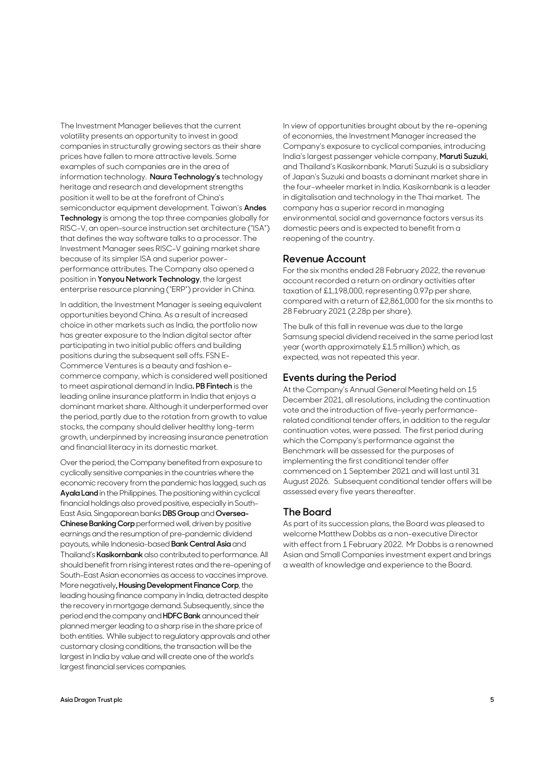The Investment Manager believes that the current volatility presents an opportunity to invest in good companies in structurally growing sectors as their share prices have fallen to more attractive levels. Some examples of such companies are in the area of information technology. **Naura Technology's** technology heritage and research and development strengths position it well to be at the forefront of China's semiconductor equipment development. Taiwan's **Andes Technology** is among the top three companies globally for RISC-V, an open-source instruction set architecture ("ISA") that defines the way software talks to a processor. The Investment Manager sees RISC-V gaining market share because of its simpler ISA and superior power-performance attributes. The Company also opened a position in **Yonyou Network Technology**, the largest enterprise resource planning ("ERP") provider in China.

In addition, the Investment Manager is seeing equivalent opportunities beyond China. As a result of increased choice in other markets such as India, the portfolio now has greater exposure to the Indian digital sector after participating in two initial public offers and building positions during the subsequent sell offs. FSN E-Commerce Ventures is a beauty and fashion e-commerce company, which is considered well positioned to meet aspirational demand in India**. PB Fintech** is the leading online insurance platform in India that enjoys a dominant market share. Although it underperformed over the period, partly due to the rotation from growth to value stocks, the company should deliver healthy long-term growth, underpinned by increasing insurance penetration and financial literacy in its domestic market.

Over the period, the Company benefited from exposure to cyclically sensitive companies in the countries where the economic recovery from the pandemic has lagged, such as **Ayala Land** in the Philippines. The positioning within cyclical financial holdings also proved positive, especially in South-East Asia. Singaporean banks **DBS Group** and **Oversea-Chinese Banking Corp** performed well, driven by positive earnings and the resumption of pre-pandemic dividend payouts, while Indonesia-based **Bank Central Asia** and Thailand's **Kasikornbank** also contributed to performance. All should benefit from rising interest rates and the re-opening of South-East Asian economies as access to vaccines improve. More negatively**, Housing Development Finance Corp**, the leading housing finance company in India, detracted despite the recovery in mortgage demand. Subsequently, since the period end the company and **HDFC Bank** announced their planned merger leading to a sharp rise in the share price of both entities. While subject to regulatory approvals and other customary closing conditions, the transaction will be the largest in India by value and will create one of the world's largest financial services companies.

In view of opportunities brought about by the re-opening of economies, the Investment Manager increased the Company's exposure to cyclical companies, introducing India's largest passenger vehicle company, **Maruti Suzuki,** and Thailand's Kasikornbank. Maruti Suzuki is a subsidiary of Japan's Suzuki and boasts a dominant market share in the four-wheeler market in India. Kasikornbank is a leader in digitalisation and technology in the Thai market. The company has a superior record in managing environmental, social and governance factors versus its domestic peers and is expected to benefit from a reopening of the country.

## Revenue Account

For the six months ended 28 February 2022, the revenue account recorded a return on ordinary activities after taxation of £1,198,000, representing 0.97p per share, compared with a return of £2,861,000 for the six months to 28 February 2021 (2.28p per share).

The bulk of this fall in revenue was due to the large Samsung special dividend received in the same period last year (worth approximately £1.5 million) which, as expected, was not repeated this year.

## Events during the Period

At the Company's Annual General Meeting held on 15 December 2021, all resolutions, including the continuation vote and the introduction of five-yearly performance-related conditional tender offers, in addition to the regular continuation votes, were passed. The first period during which the Company's performance against the Benchmark will be assessed for the purposes of implementing the first conditional tender offer commenced on 1 September 2021 and will last until 31 August 2026. Subsequent conditional tender offers will be assessed every five years thereafter.

## The Board

As part of its succession plans, the Board was pleased to welcome Matthew Dobbs as a non-executive Director with effect from 1 February 2022. Mr Dobbs is a renowned Asian and Small Companies investment expert and brings a wealth of knowledge and experience to the Board.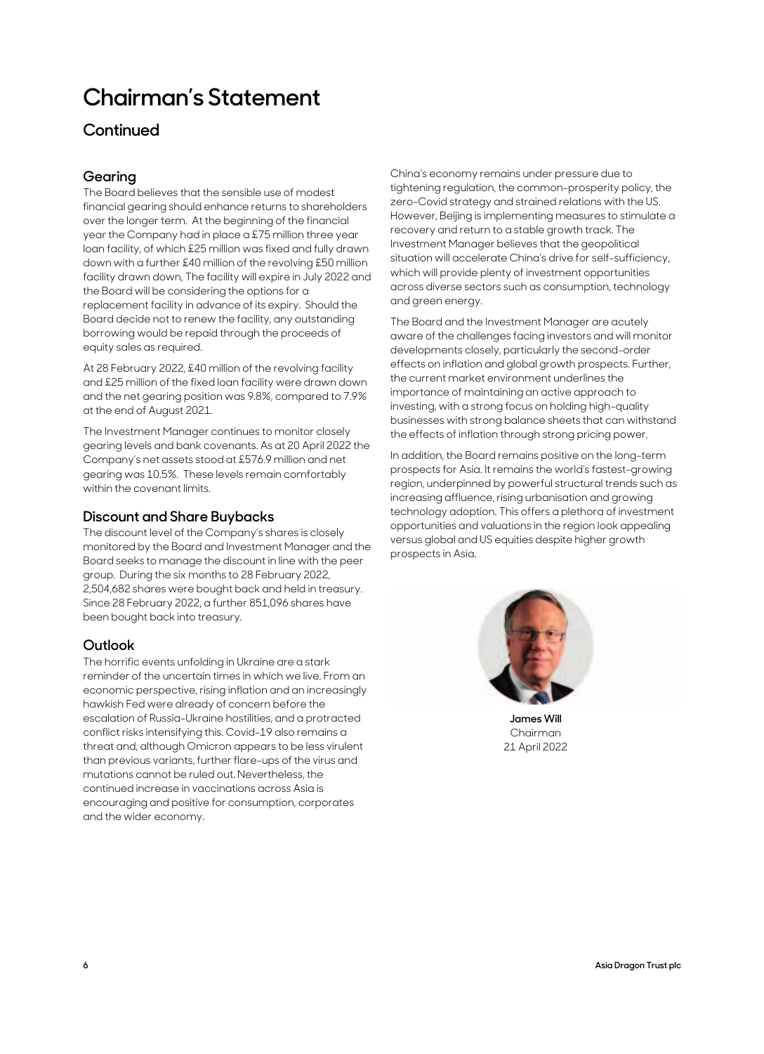# Chairman's Statement

## Continued

### Gearing

The Board believes that the sensible use of modest financial gearing should enhance returns to shareholders over the longer term. At the beginning of the financial year the Company had in place a £75 million three year loan facility, of which £25 million was fixed and fully drawn down with a further £40 million of the revolving £50 million facility drawn down, The facility will expire in July 2022 and the Board will be considering the options for a replacement facility in advance of its expiry. Should the Board decide not to renew the facility, any outstanding borrowing would be repaid through the proceeds of equity sales as required.

At 28 February 2022, £40 million of the revolving facility and £25 million of the fixed loan facility were drawn down and the net gearing position was 9.8%, compared to 7.9% at the end of August 2021.

The Investment Manager continues to monitor closely gearing levels and bank covenants. As at 20 April 2022 the Company's net assets stood at £576.9 million and net gearing was 10.5%. These levels remain comfortably within the covenant limits.

### Discount and Share Buybacks

The discount level of the Company's shares is closely monitored by the Board and Investment Manager and the Board seeks to manage the discount in line with the peer group. During the six months to 28 February 2022, 2,504,682 shares were bought back and held in treasury. Since 28 February 2022, a further 851,096 shares have been bought back into treasury.

### Outlook

The horrific events unfolding in Ukraine are a stark reminder of the uncertain times in which we live. From an economic perspective, rising inflation and an increasingly hawkish Fed were already of concern before the escalation of Russia-Ukraine hostilities, and a protracted conflict risks intensifying this. Covid-19 also remains a threat and, although Omicron appears to be less virulent than previous variants, further flare-ups of the virus and mutations cannot be ruled out. Nevertheless, the continued increase in vaccinations across Asia is encouraging and positive for consumption, corporates and the wider economy.

China's economy remains under pressure due to tightening regulation, the common-prosperity policy, the zero-Covid strategy and strained relations with the US. However, Beijing is implementing measures to stimulate a recovery and return to a stable growth track. The Investment Manager believes that the geopolitical situation will accelerate China's drive for self-sufficiency, which will provide plenty of investment opportunities across diverse sectors such as consumption, technology and green energy.

The Board and the Investment Manager are acutely aware of the challenges facing investors and will monitor developments closely, particularly the second-order effects on inflation and global growth prospects. Further, the current market environment underlines the importance of maintaining an active approach to investing, with a strong focus on holding high-quality businesses with strong balance sheets that can withstand the effects of inflation through strong pricing power.

In addition, the Board remains positive on the long-term prospects for Asia. It remains the world's fastest-growing region, underpinned by powerful structural trends such as increasing affluence, rising urbanisation and growing technology adoption. This offers a plethora of investment opportunities and valuations in the region look appealing versus global and US equities despite higher growth prospects in Asia.

**James Will**
Chairman
21 April 2022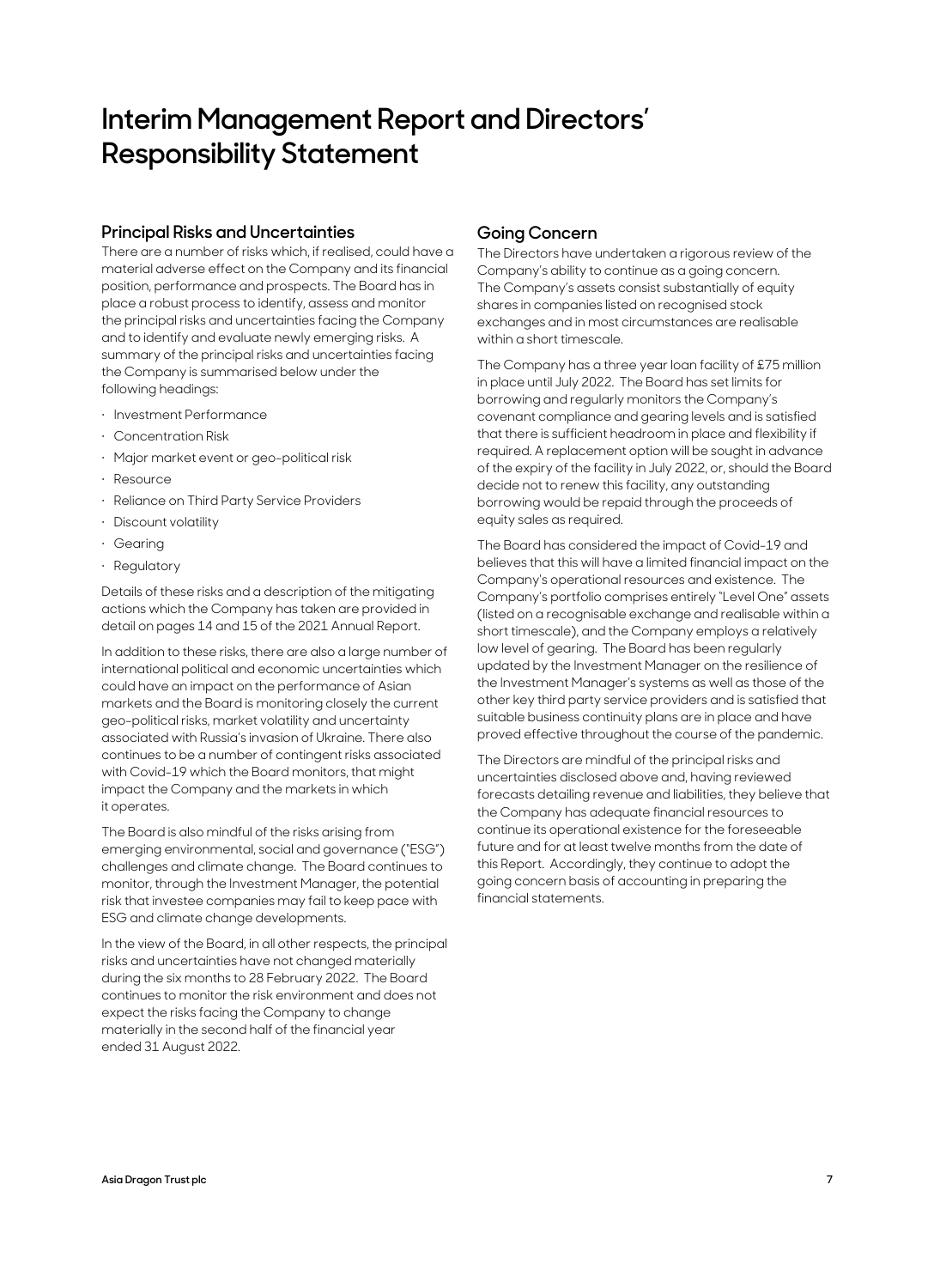# Interim Management Report and Directors' Responsibility Statement

## Principal Risks and Uncertainties

There are a number of risks which, if realised, could have a material adverse effect on the Company and its financial position, performance and prospects. The Board has in place a robust process to identify, assess and monitor the principal risks and uncertainties facing the Company and to identify and evaluate newly emerging risks. A summary of the principal risks and uncertainties facing the Company is summarised below under the following headings:

- Investment Performance
- Concentration Risk
- Major market event or geo-political risk
- Resource
- Reliance on Third Party Service Providers
- Discount volatility
- Gearing
- Regulatory

Details of these risks and a description of the mitigating actions which the Company has taken are provided in detail on pages 14 and 15 of the 2021 Annual Report.

In addition to these risks, there are also a large number of international political and economic uncertainties which could have an impact on the performance of Asian markets and the Board is monitoring closely the current geo-political risks, market volatility and uncertainty associated with Russia's invasion of Ukraine. There also continues to be a number of contingent risks associated with Covid-19 which the Board monitors, that might impact the Company and the markets in which it operates.

The Board is also mindful of the risks arising from emerging environmental, social and governance ("ESG") challenges and climate change. The Board continues to monitor, through the Investment Manager, the potential risk that investee companies may fail to keep pace with ESG and climate change developments.

In the view of the Board, in all other respects, the principal risks and uncertainties have not changed materially during the six months to 28 February 2022. The Board continues to monitor the risk environment and does not expect the risks facing the Company to change materially in the second half of the financial year ended 31 August 2022.

## Going Concern

The Directors have undertaken a rigorous review of the Company's ability to continue as a going concern. The Company's assets consist substantially of equity shares in companies listed on recognised stock exchanges and in most circumstances are realisable within a short timescale.

The Company has a three year loan facility of £75 million in place until July 2022. The Board has set limits for borrowing and regularly monitors the Company's covenant compliance and gearing levels and is satisfied that there is sufficient headroom in place and flexibility if required. A replacement option will be sought in advance of the expiry of the facility in July 2022, or, should the Board decide not to renew this facility, any outstanding borrowing would be repaid through the proceeds of equity sales as required.

The Board has considered the impact of Covid-19 and believes that this will have a limited financial impact on the Company's operational resources and existence. The Company's portfolio comprises entirely "Level One" assets (listed on a recognisable exchange and realisable within a short timescale), and the Company employs a relatively low level of gearing. The Board has been regularly updated by the Investment Manager on the resilience of the Investment Manager's systems as well as those of the other key third party service providers and is satisfied that suitable business continuity plans are in place and have proved effective throughout the course of the pandemic.

The Directors are mindful of the principal risks and uncertainties disclosed above and, having reviewed forecasts detailing revenue and liabilities, they believe that the Company has adequate financial resources to continue its operational existence for the foreseeable future and for at least twelve months from the date of this Report. Accordingly, they continue to adopt the going concern basis of accounting in preparing the financial statements.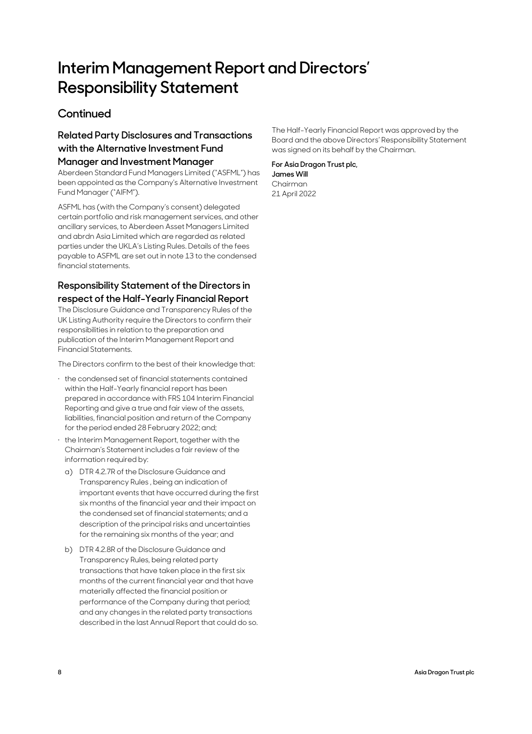# Interim Management Report and Directors' Responsibility Statement

## Continued

### Related Party Disclosures and Transactions with the Alternative Investment Fund Manager and Investment Manager

Aberdeen Standard Fund Managers Limited ("ASFML") has been appointed as the Company's Alternative Investment Fund Manager ("AIFM").

ASFML has (with the Company's consent) delegated certain portfolio and risk management services, and other ancillary services, to Aberdeen Asset Managers Limited and abrdn Asia Limited which are regarded as related parties under the UKLA's Listing Rules. Details of the fees payable to ASFML are set out in note 13 to the condensed financial statements.

### Responsibility Statement of the Directors in respect of the Half-Yearly Financial Report

The Disclosure Guidance and Transparency Rules of the UK Listing Authority require the Directors to confirm their responsibilities in relation to the preparation and publication of the Interim Management Report and Financial Statements.

The Directors confirm to the best of their knowledge that:

- the condensed set of financial statements contained within the Half-Yearly financial report has been prepared in accordance with FRS 104 Interim Financial Reporting and give a true and fair view of the assets, liabilities, financial position and return of the Company for the period ended 28 February 2022; and;
- the Interim Management Report, together with the Chairman's Statement includes a fair review of the information required by:
  a) DTR 4.2.7R of the Disclosure Guidance and Transparency Rules , being an indication of important events that have occurred during the first six months of the financial year and their impact on the condensed set of financial statements; and a description of the principal risks and uncertainties for the remaining six months of the year; and
  b) DTR 4.2.8R of the Disclosure Guidance and Transparency Rules, being related party transactions that have taken place in the first six months of the current financial year and that have materially affected the financial position or performance of the Company during that period; and any changes in the related party transactions described in the last Annual Report that could do so.

The Half-Yearly Financial Report was approved by the Board and the above Directors' Responsibility Statement was signed on its behalf by the Chairman.

**For Asia Dragon Trust plc,**
**James Will**
Chairman
21 April 2022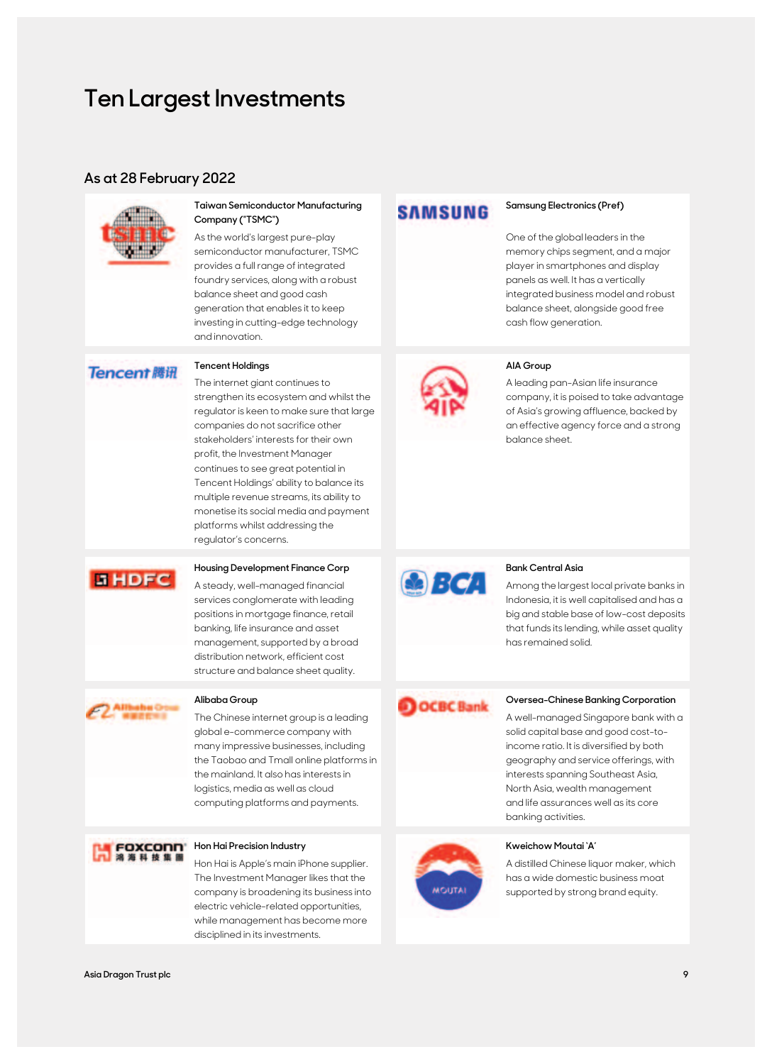# Ten Largest Investments

## As at 28 February 2022

**Taiwan Semiconductor Manufacturing Company ("TSMC")**

As the world's largest pure-play semiconductor manufacturer, TSMC provides a full range of integrated foundry services, along with a robust balance sheet and good cash generation that enables it to keep investing in cutting-edge technology and innovation.

**Samsung Electronics (Pref)**

One of the global leaders in the memory chips segment, and a major player in smartphones and display panels as well. It has a vertically integrated business model and robust balance sheet, alongside good free cash flow generation.

**Tencent Holdings**

The internet giant continues to strengthen its ecosystem and whilst the regulator is keen to make sure that large companies do not sacrifice other stakeholders' interests for their own profit, the Investment Manager continues to see great potential in Tencent Holdings' ability to balance its multiple revenue streams, its ability to monetise its social media and payment platforms whilst addressing the regulator's concerns.

**AIA Group**

A leading pan-Asian life insurance company, it is poised to take advantage of Asia's growing affluence, backed by an effective agency force and a strong balance sheet.

**Housing Development Finance Corp**

A steady, well-managed financial services conglomerate with leading positions in mortgage finance, retail banking, life insurance and asset management, supported by a broad distribution network, efficient cost structure and balance sheet quality.

**Bank Central Asia**

Among the largest local private banks in Indonesia, it is well capitalised and has a big and stable base of low-cost deposits that funds its lending, while asset quality has remained solid.

**Alibaba Group**

The Chinese internet group is a leading global e-commerce company with many impressive businesses, including the Taobao and Tmall online platforms in the mainland. It also has interests in logistics, media as well as cloud computing platforms and payments.

**Oversea-Chinese Banking Corporation**

A well-managed Singapore bank with a solid capital base and good cost-to-income ratio. It is diversified by both geography and service offerings, with interests spanning Southeast Asia, North Asia, wealth management and life assurances well as its core banking activities.

**Hon Hai Precision Industry**

Hon Hai is Apple's main iPhone supplier. The Investment Manager likes that the company is broadening its business into electric vehicle-related opportunities, while management has become more disciplined in its investments.

**Kweichow Moutai 'A'**

A distilled Chinese liquor maker, which has a wide domestic business moat supported by strong brand equity.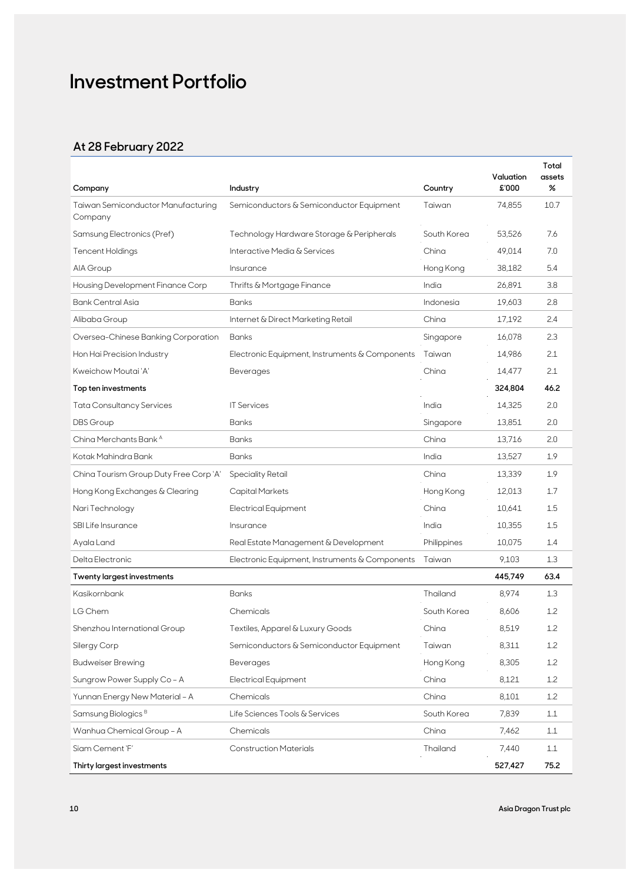# Investment Portfolio

## At 28 February 2022

| Company | Industry | Country | Valuation £'000 | Total assets % |
|---|---|---|---|---|
| Taiwan Semiconductor Manufacturing Company | Semiconductors & Semiconductor Equipment | Taiwan | 74,855 | 10.7 |
| Samsung Electronics (Pref) | Technology Hardware Storage & Peripherals | South Korea | 53,526 | 7.6 |
| Tencent Holdings | Interactive Media & Services | China | 49,014 | 7.0 |
| AIA Group | Insurance | Hong Kong | 38,182 | 5.4 |
| Housing Development Finance Corp | Thrifts & Mortgage Finance | India | 26,891 | 3.8 |
| Bank Central Asia | Banks | Indonesia | 19,603 | 2.8 |
| Alibaba Group | Internet & Direct Marketing Retail | China | 17,192 | 2.4 |
| Oversea-Chinese Banking Corporation | Banks | Singapore | 16,078 | 2.3 |
| Hon Hai Precision Industry | Electronic Equipment, Instruments & Components | Taiwan | 14,986 | 2.1 |
| Kweichow Moutai 'A' | Beverages | China | 14,477 | 2.1 |
| **Top ten investments** | | | **324,804** | **46.2** |
| Tata Consultancy Services | IT Services | India | 14,325 | 2.0 |
| DBS Group | Banks | Singapore | 13,851 | 2.0 |
| China Merchants Bank [A] | Banks | China | 13,716 | 2.0 |
| Kotak Mahindra Bank | Banks | India | 13,527 | 1.9 |
| China Tourism Group Duty Free Corp 'A' | Speciality Retail | China | 13,339 | 1.9 |
| Hong Kong Exchanges & Clearing | Capital Markets | Hong Kong | 12,013 | 1.7 |
| Nari Technology | Electrical Equipment | China | 10,641 | 1.5 |
| SBI Life Insurance | Insurance | India | 10,355 | 1.5 |
| Ayala Land | Real Estate Management & Development | Philippines | 10,075 | 1.4 |
| Delta Electronic | Electronic Equipment, Instruments & Components | Taiwan | 9,103 | 1.3 |
| **Twenty largest investments** | | | **445,749** | **63.4** |
| Kasikornbank | Banks | Thailand | 8,974 | 1.3 |
| LG Chem | Chemicals | South Korea | 8,606 | 1.2 |
| Shenzhou International Group | Textiles, Apparel & Luxury Goods | China | 8,519 | 1.2 |
| Silergy Corp | Semiconductors & Semiconductor Equipment | Taiwan | 8,311 | 1.2 |
| Budweiser Brewing | Beverages | Hong Kong | 8,305 | 1.2 |
| Sungrow Power Supply Co - A | Electrical Equipment | China | 8,121 | 1.2 |
| Yunnan Energy New Material - A | Chemicals | China | 8,101 | 1.2 |
| Samsung Biologics [B] | Life Sciences Tools & Services | South Korea | 7,839 | 1.1 |
| Wanhua Chemical Group - A | Chemicals | China | 7,462 | 1.1 |
| Siam Cement 'F' | Construction Materials | Thailand | 7,440 | 1.1 |
| **Thirty largest investments** | | | **527,427** | **75.2** |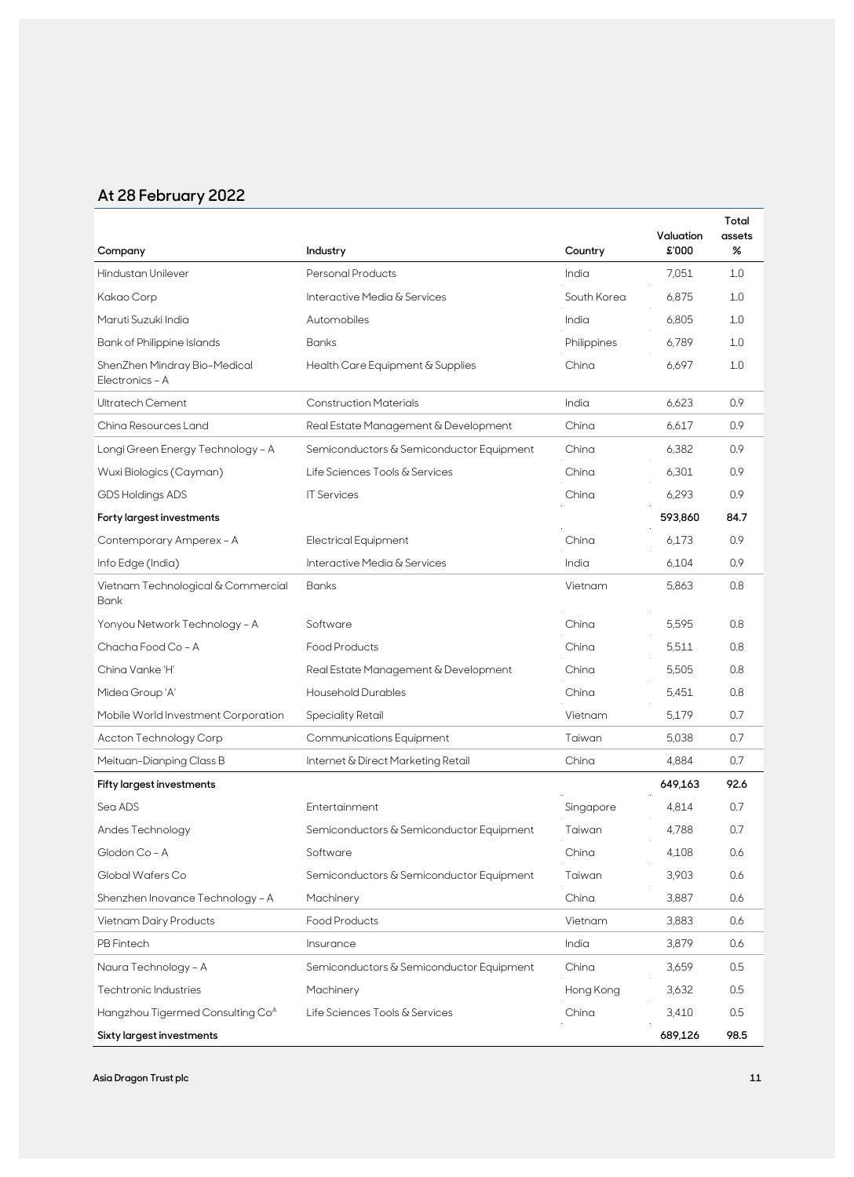## At 28 February 2022

| Company | Industry | Country | Valuation £'000 | Total assets % |
|---|---|---|---|---|
| Hindustan Unilever | Personal Products | India | 7,051 | 1.0 |
| Kakao Corp | Interactive Media & Services | South Korea | 6,875 | 1.0 |
| Maruti Suzuki India | Automobiles | India | 6,805 | 1.0 |
| Bank of Philippine Islands | Banks | Philippines | 6,789 | 1.0 |
| ShenZhen Mindray Bio-Medical Electronics - A | Health Care Equipment & Supplies | China | 6,697 | 1.0 |
| Ultratech Cement | Construction Materials | India | 6,623 | 0.9 |
| China Resources Land | Real Estate Management & Development | China | 6,617 | 0.9 |
| Longi Green Energy Technology - A | Semiconductors & Semiconductor Equipment | China | 6,382 | 0.9 |
| Wuxi Biologics (Cayman) | Life Sciences Tools & Services | China | 6,301 | 0.9 |
| GDS Holdings ADS | IT Services | China | 6,293 | 0.9 |
| **Forty largest investments** | | | **593,860** | **84.7** |
| Contemporary Amperex - A | Electrical Equipment | China | 6,173 | 0.9 |
| Info Edge (India) | Interactive Media & Services | India | 6,104 | 0.9 |
| Vietnam Technological & Commercial Bank | Banks | Vietnam | 5,863 | 0.8 |
| Yonyou Network Technology - A | Software | China | 5,595 | 0.8 |
| Chacha Food Co - A | Food Products | China | 5,511 | 0.8 |
| China Vanke 'H' | Real Estate Management & Development | China | 5,505 | 0.8 |
| Midea Group 'A' | Household Durables | China | 5,451 | 0.8 |
| Mobile World Investment Corporation | Speciality Retail | Vietnam | 5,179 | 0.7 |
| Accton Technology Corp | Communications Equipment | Taiwan | 5,038 | 0.7 |
| Meituan-Dianping Class B | Internet & Direct Marketing Retail | China | 4,884 | 0.7 |
| **Fifty largest investments** | | | **649,163** | **92.6** |
| Sea ADS | Entertainment | Singapore | 4,814 | 0.7 |
| Andes Technology | Semiconductors & Semiconductor Equipment | Taiwan | 4,788 | 0.7 |
| Glodon Co - A | Software | China | 4,108 | 0.6 |
| Global Wafers Co | Semiconductors & Semiconductor Equipment | Taiwan | 3,903 | 0.6 |
| Shenzhen Inovance Technology - A | Machinery | China | 3,887 | 0.6 |
| Vietnam Dairy Products | Food Products | Vietnam | 3,883 | 0.6 |
| PB Fintech | Insurance | India | 3,879 | 0.6 |
| Naura Technology - A | Semiconductors & Semiconductor Equipment | China | 3,659 | 0.5 |
| Techtronic Industries | Machinery | Hong Kong | 3,632 | 0.5 |
| Hangzhou Tigermed Consulting Co[A] | Life Sciences Tools & Services | China | 3,410 | 0.5 |
| **Sixty largest investments** | | | **689,126** | **98.5** |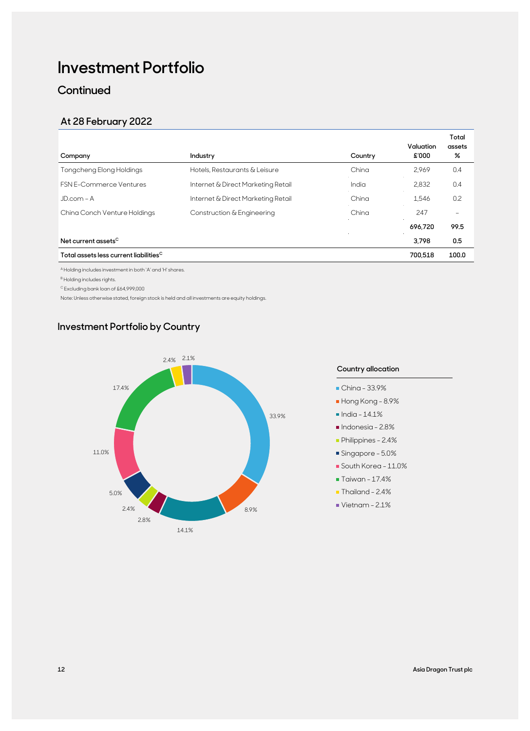# Investment Portfolio

## Continued

### At 28 February 2022

| Company | Industry | Country | Valuation £'000 | Total assets % |
|---|---|---|---|---|
| Tongcheng Elong Holdings | Hotels, Restaurants & Leisure | China | 2,969 | 0.4 |
| FSN E-Commerce Ventures | Internet & Direct Marketing Retail | India | 2,832 | 0.4 |
| JD.com – A | Internet & Direct Marketing Retail | China | 1,546 | 0.2 |
| China Conch Venture Holdings | Construction & Engineering | China | 247 | – |
| | | | **696,720** | **99.5** |
| **Net current assets[C]** | | | **3,798** | **0.5** |
| **Total assets less current liabilities[C]** | | | **700,518** | **100.0** |

[A] Holding includes investment in both 'A' and 'H' shares.

[B] Holding includes rights.

[C] Excluding bank loan of £64,999,000

Note: Unless otherwise stated, foreign stock is held and all investments are equity holdings.

## Investment Portfolio by Country

**Country allocation**

- China – 33.9%
- Hong Kong – 8.9%
- India – 14.1%
- Indonesia – 2.8%
- Philippines – 2.4%
- Singapore – 5.0%
- South Korea – 11.0%
- Taiwan – 17.4%
- Thailand – 2.4%
- Vietnam – 2.1%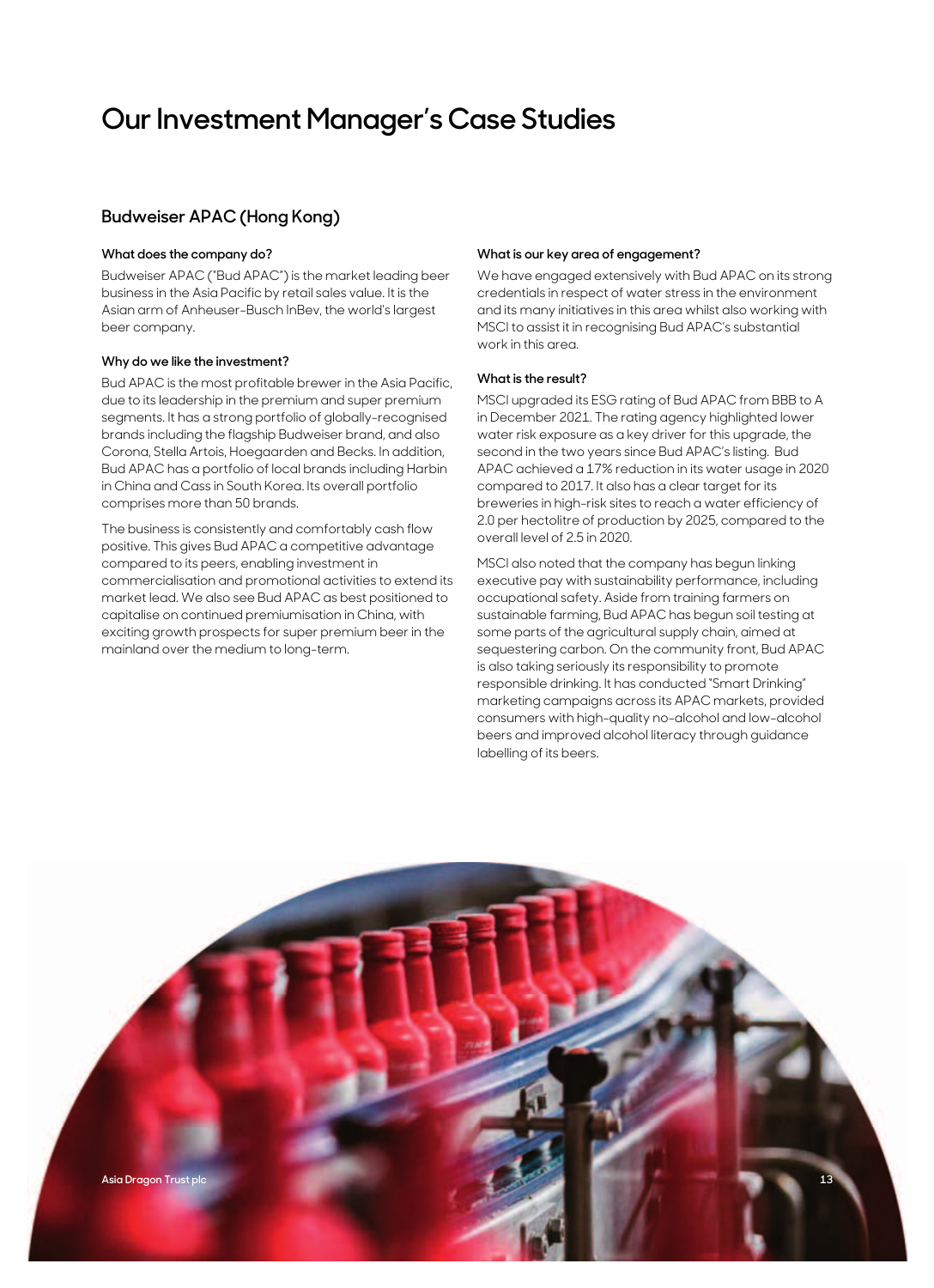# Our Investment Manager's Case Studies

## Budweiser APAC (Hong Kong)

### What does the company do?

Budweiser APAC ("Bud APAC") is the market leading beer business in the Asia Pacific by retail sales value. It is the Asian arm of Anheuser-Busch InBev, the world's largest beer company.

### Why do we like the investment?

Bud APAC is the most profitable brewer in the Asia Pacific, due to its leadership in the premium and super premium segments. It has a strong portfolio of globally-recognised brands including the flagship Budweiser brand, and also Corona, Stella Artois, Hoegaarden and Becks. In addition, Bud APAC has a portfolio of local brands including Harbin in China and Cass in South Korea. Its overall portfolio comprises more than 50 brands.

The business is consistently and comfortably cash flow positive. This gives Bud APAC a competitive advantage compared to its peers, enabling investment in commercialisation and promotional activities to extend its market lead. We also see Bud APAC as best positioned to capitalise on continued premiumisation in China, with exciting growth prospects for super premium beer in the mainland over the medium to long-term.

### What is our key area of engagement?

We have engaged extensively with Bud APAC on its strong credentials in respect of water stress in the environment and its many initiatives in this area whilst also working with MSCI to assist it in recognising Bud APAC's substantial work in this area.

### What is the result?

MSCI upgraded its ESG rating of Bud APAC from BBB to A in December 2021. The rating agency highlighted lower water risk exposure as a key driver for this upgrade, the second in the two years since Bud APAC's listing. Bud APAC achieved a 17% reduction in its water usage in 2020 compared to 2017. It also has a clear target for its breweries in high-risk sites to reach a water efficiency of 2.0 per hectolitre of production by 2025, compared to the overall level of 2.5 in 2020.

MSCI also noted that the company has begun linking executive pay with sustainability performance, including occupational safety. Aside from training farmers on sustainable farming, Bud APAC has begun soil testing at some parts of the agricultural supply chain, aimed at sequestering carbon. On the community front, Bud APAC is also taking seriously its responsibility to promote responsible drinking. It has conducted "Smart Drinking" marketing campaigns across its APAC markets, provided consumers with high-quality no-alcohol and low-alcohol beers and improved alcohol literacy through guidance labelling of its beers.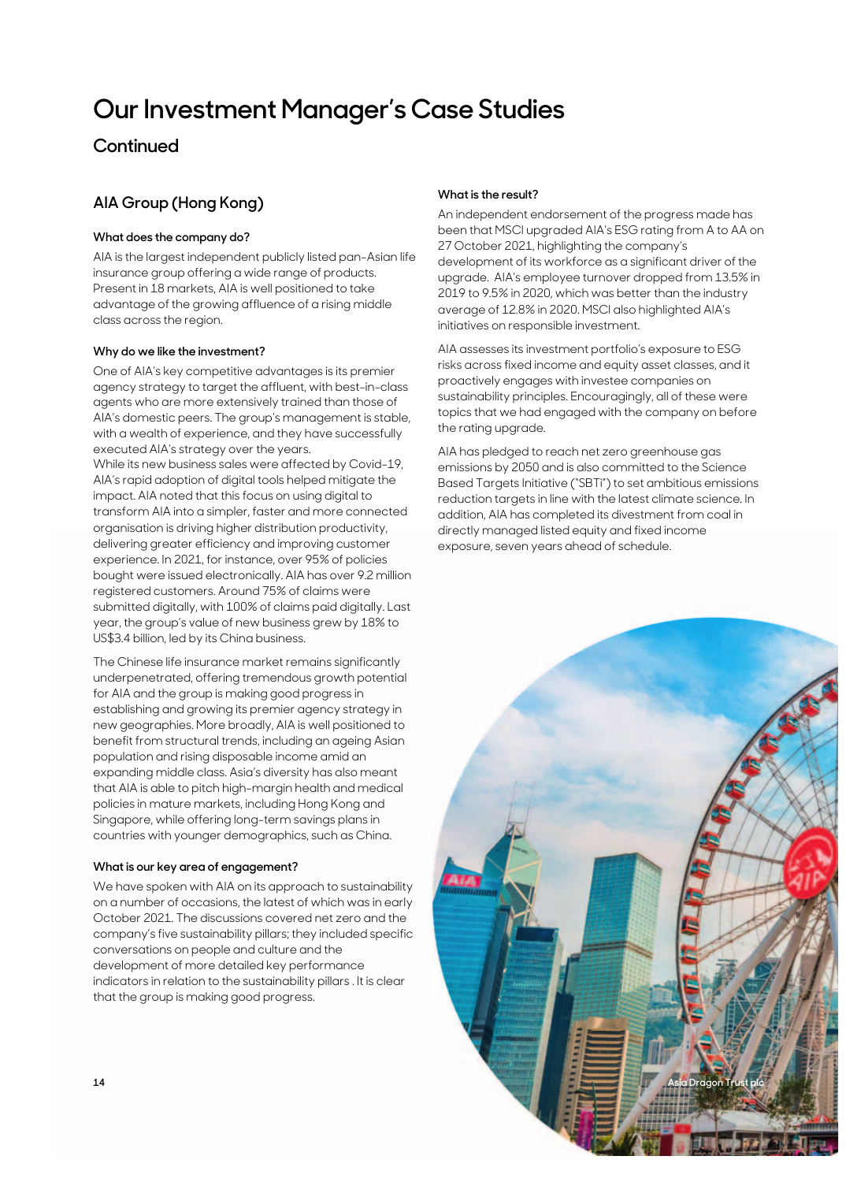# Our Investment Manager's Case Studies

## Continued

### AIA Group (Hong Kong)

**What does the company do?**

AIA is the largest independent publicly listed pan-Asian life insurance group offering a wide range of products. Present in 18 markets, AIA is well positioned to take advantage of the growing affluence of a rising middle class across the region.

**Why do we like the investment?**

One of AIA's key competitive advantages is its premier agency strategy to target the affluent, with best-in-class agents who are more extensively trained than those of AIA's domestic peers. The group's management is stable, with a wealth of experience, and they have successfully executed AIA's strategy over the years.
While its new business sales were affected by Covid-19, AIA's rapid adoption of digital tools helped mitigate the impact. AIA noted that this focus on using digital to transform AIA into a simpler, faster and more connected organisation is driving higher distribution productivity, delivering greater efficiency and improving customer experience. In 2021, for instance, over 95% of policies bought were issued electronically. AIA has over 9.2 million registered customers. Around 75% of claims were submitted digitally, with 100% of claims paid digitally. Last year, the group's value of new business grew by 18% to US$3.4 billion, led by its China business.

The Chinese life insurance market remains significantly underpenetrated, offering tremendous growth potential for AIA and the group is making good progress in establishing and growing its premier agency strategy in new geographies. More broadly, AIA is well positioned to benefit from structural trends, including an ageing Asian population and rising disposable income amid an expanding middle class. Asia's diversity has also meant that AIA is able to pitch high-margin health and medical policies in mature markets, including Hong Kong and Singapore, while offering long-term savings plans in countries with younger demographics, such as China.

**What is our key area of engagement?**

We have spoken with AIA on its approach to sustainability on a number of occasions, the latest of which was in early October 2021. The discussions covered net zero and the company's five sustainability pillars; they included specific conversations on people and culture and the development of more detailed key performance indicators in relation to the sustainability pillars . It is clear that the group is making good progress.

**What is the result?**

An independent endorsement of the progress made has been that MSCI upgraded AIA's ESG rating from A to AA on 27 October 2021, highlighting the company's development of its workforce as a significant driver of the upgrade. AIA's employee turnover dropped from 13.5% in 2019 to 9.5% in 2020, which was better than the industry average of 12.8% in 2020. MSCI also highlighted AIA's initiatives on responsible investment.

AIA assesses its investment portfolio's exposure to ESG risks across fixed income and equity asset classes, and it proactively engages with investee companies on sustainability principles. Encouragingly, all of these were topics that we had engaged with the company on before the rating upgrade.

AIA has pledged to reach net zero greenhouse gas emissions by 2050 and is also committed to the Science Based Targets Initiative ("SBTi") to set ambitious emissions reduction targets in line with the latest climate science. In addition, AIA has completed its divestment from coal in directly managed listed equity and fixed income exposure, seven years ahead of schedule.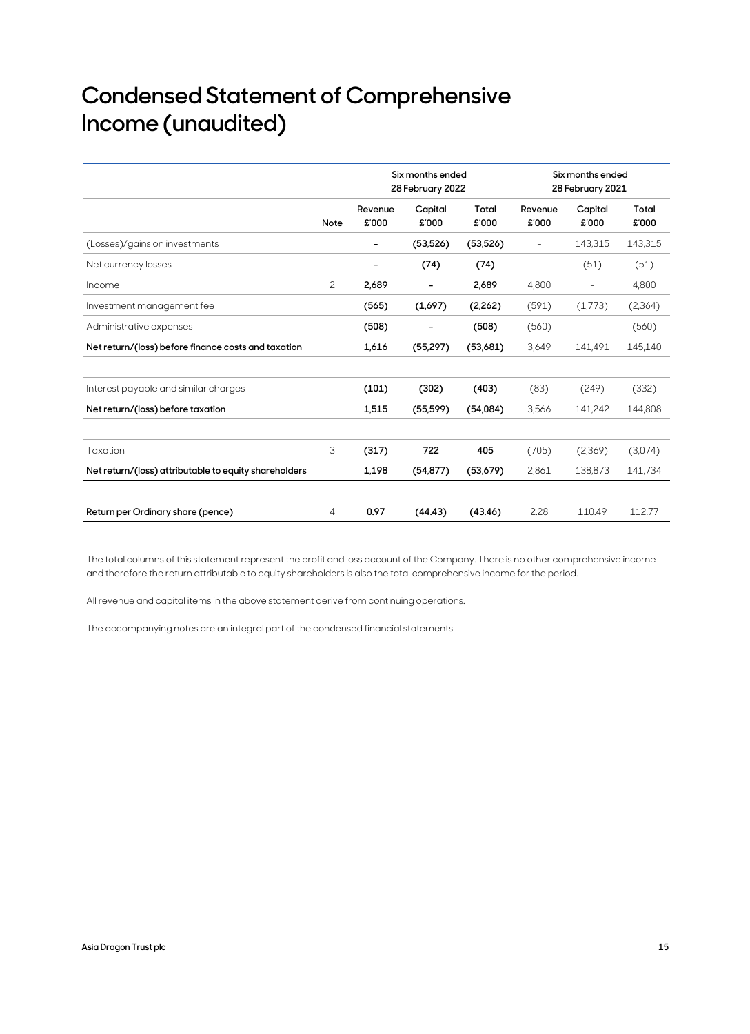# Condensed Statement of Comprehensive Income (unaudited)

| | | Six months ended 28 February 2022 | | | Six months ended 28 February 2021 | | |
|---|---|---|---|---|---|---|---|
| | Note | Revenue £'000 | Capital £'000 | Total £'000 | Revenue £'000 | Capital £'000 | Total £'000 |
| (Losses)/gains on investments | | – | (53,526) | (53,526) | – | 143,315 | 143,315 |
| Net currency losses | | – | (74) | (74) | – | (51) | (51) |
| Income | 2 | 2,689 | – | 2,689 | 4,800 | – | 4,800 |
| Investment management fee | | (565) | (1,697) | (2,262) | (591) | (1,773) | (2,364) |
| Administrative expenses | | (508) | – | (508) | (560) | – | (560) |
| **Net return/(loss) before finance costs and taxation** | | 1,616 | (55,297) | (53,681) | 3,649 | 141,491 | 145,140 |
| Interest payable and similar charges | | (101) | (302) | (403) | (83) | (249) | (332) |
| **Net return/(loss) before taxation** | | 1,515 | (55,599) | (54,084) | 3,566 | 141,242 | 144,808 |
| Taxation | 3 | (317) | 722 | 405 | (705) | (2,369) | (3,074) |
| **Net return/(loss) attributable to equity shareholders** | | 1,198 | (54,877) | (53,679) | 2,861 | 138,873 | 141,734 |
| **Return per Ordinary share (pence)** | 4 | 0.97 | (44.43) | (43.46) | 2.28 | 110.49 | 112.77 |

The total columns of this statement represent the profit and loss account of the Company. There is no other comprehensive income and therefore the return attributable to equity shareholders is also the total comprehensive income for the period.

All revenue and capital items in the above statement derive from continuing operations.

The accompanying notes are an integral part of the condensed financial statements.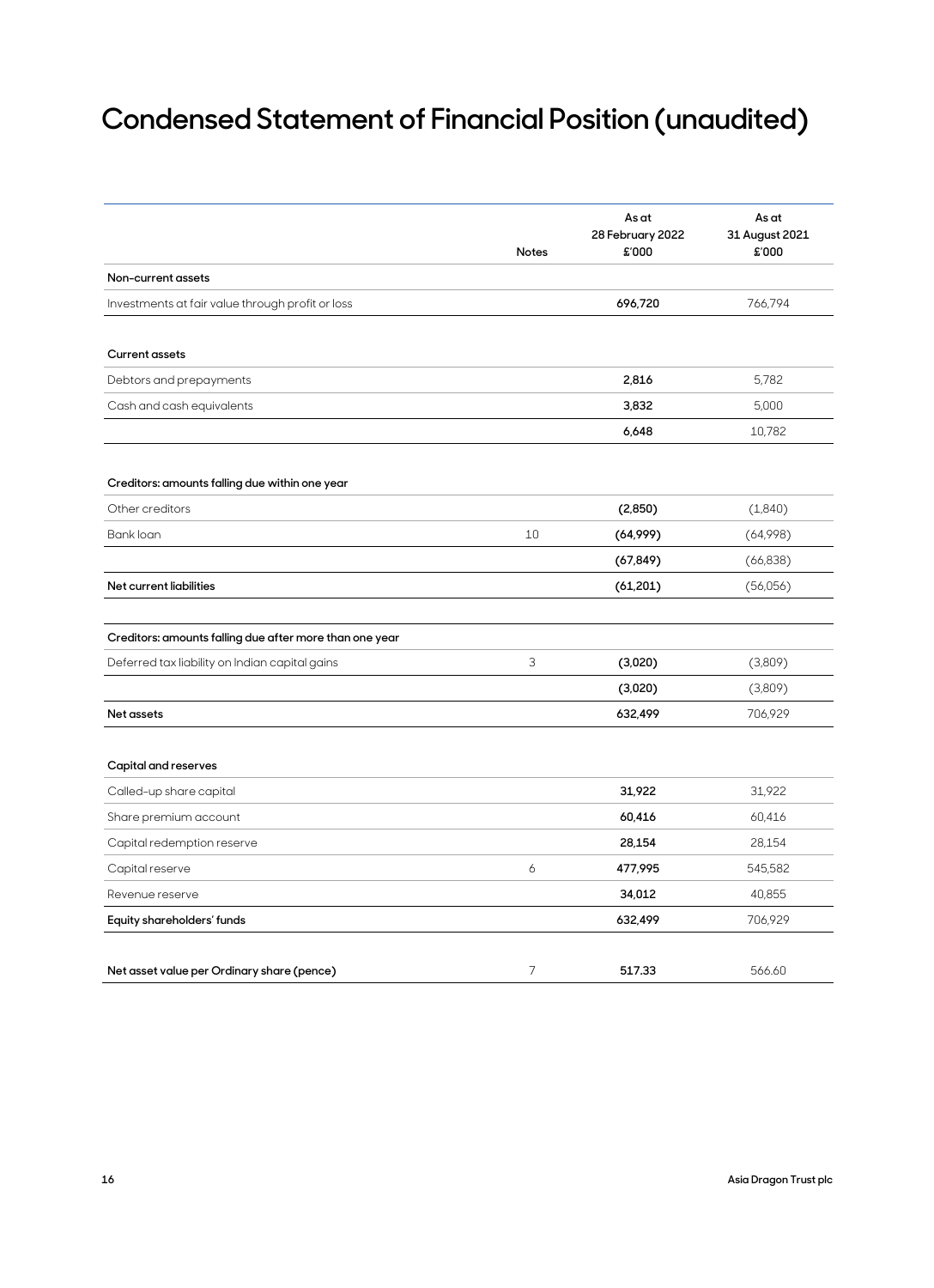# Condensed Statement of Financial Position (unaudited)

| | Notes | As at 28 February 2022 £'000 | As at 31 August 2021 £'000 |
|---|---|---|---|
| **Non-current assets** | | | |
| Investments at fair value through profit or loss | | **696,720** | 766,794 |
| | | | |
| **Current assets** | | | |
| Debtors and prepayments | | **2,816** | 5,782 |
| Cash and cash equivalents | | **3,832** | 5,000 |
| | | **6,648** | 10,782 |
| | | | |
| **Creditors: amounts falling due within one year** | | | |
| Other creditors | | **(2,850)** | (1,840) |
| Bank loan | 10 | **(64,999)** | (64,998) |
| | | **(67,849)** | (66,838) |
| **Net current liabilities** | | **(61,201)** | (56,056) |
| | | | |
| **Creditors: amounts falling due after more than one year** | | | |
| Deferred tax liability on Indian capital gains | 3 | **(3,020)** | (3,809) |
| | | **(3,020)** | (3,809) |
| **Net assets** | | **632,499** | 706,929 |
| | | | |
| **Capital and reserves** | | | |
| Called-up share capital | | **31,922** | 31,922 |
| Share premium account | | **60,416** | 60,416 |
| Capital redemption reserve | | **28,154** | 28,154 |
| Capital reserve | 6 | **477,995** | 545,582 |
| Revenue reserve | | **34,012** | 40,855 |
| **Equity shareholders' funds** | | **632,499** | 706,929 |
| | | | |
| **Net asset value per Ordinary share (pence)** | 7 | **517.33** | 566.60 |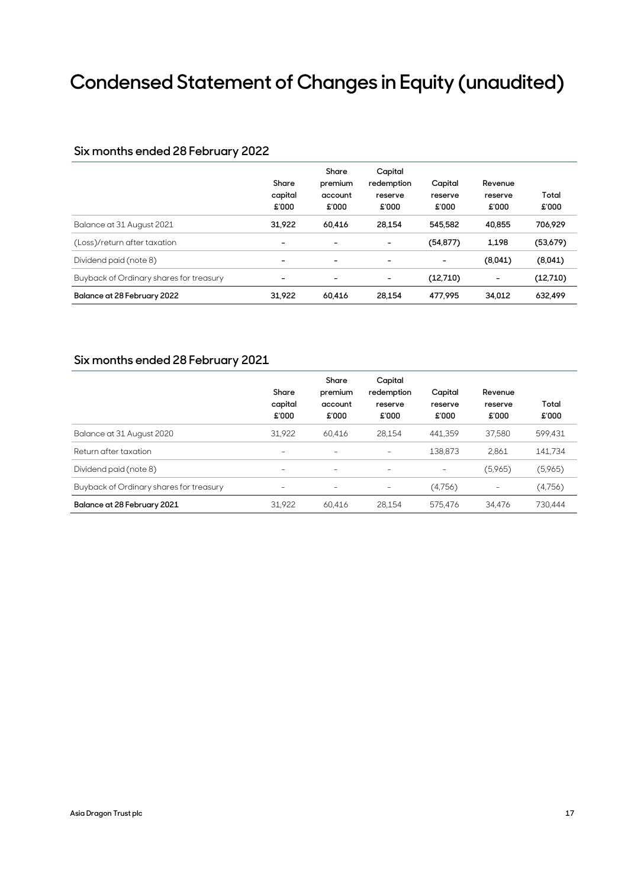# Condensed Statement of Changes in Equity (unaudited)

## Six months ended 28 February 2022

| | Share capital £'000 | Share premium account £'000 | Capital redemption reserve £'000 | Capital reserve £'000 | Revenue reserve £'000 | Total £'000 |
|---|---|---|---|---|---|---|
| Balance at 31 August 2021 | **31,922** | **60,416** | **28,154** | **545,582** | **40,855** | **706,929** |
| (Loss)/return after taxation | **–** | **–** | **–** | **(54,877)** | **1,198** | **(53,679)** |
| Dividend paid (note 8) | **–** | **–** | **–** | **–** | **(8,041)** | **(8,041)** |
| Buyback of Ordinary shares for treasury | **–** | **–** | **–** | **(12,710)** | **–** | **(12,710)** |
| **Balance at 28 February 2022** | **31,922** | **60,416** | **28,154** | **477,995** | **34,012** | **632,499** |

## Six months ended 28 February 2021

| | Share capital £'000 | Share premium account £'000 | Capital redemption reserve £'000 | Capital reserve £'000 | Revenue reserve £'000 | Total £'000 |
|---|---|---|---|---|---|---|
| Balance at 31 August 2020 | 31,922 | 60,416 | 28,154 | 441,359 | 37,580 | 599,431 |
| Return after taxation | – | – | – | 138,873 | 2,861 | 141,734 |
| Dividend paid (note 8) | – | – | – | – | (5,965) | (5,965) |
| Buyback of Ordinary shares for treasury | – | – | – | (4,756) | – | (4,756) |
| **Balance at 28 February 2021** | 31,922 | 60,416 | 28,154 | 575,476 | 34,476 | 730,444 |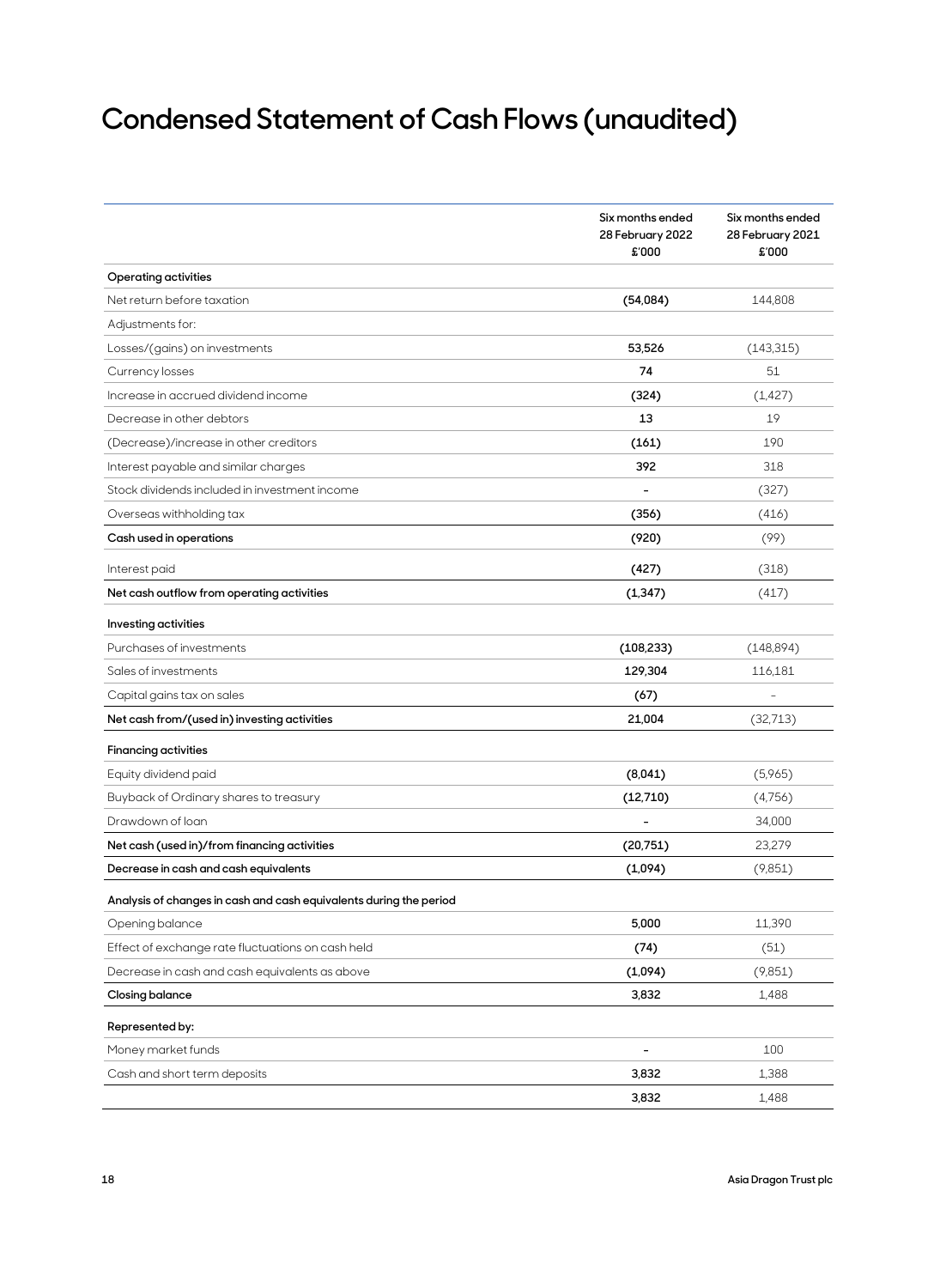# Condensed Statement of Cash Flows (unaudited)

| | Six months ended 28 February 2022 £'000 | Six months ended 28 February 2021 £'000 |
|---|---|---|
| **Operating activities** | | |
| Net return before taxation | **(54,084)** | 144,808 |
| Adjustments for: | | |
| Losses/(gains) on investments | **53,526** | (143,315) |
| Currency losses | **74** | 51 |
| Increase in accrued dividend income | **(324)** | (1,427) |
| Decrease in other debtors | **13** | 19 |
| (Decrease)/increase in other creditors | **(161)** | 190 |
| Interest payable and similar charges | **392** | 318 |
| Stock dividends included in investment income | **–** | (327) |
| Overseas withholding tax | **(356)** | (416) |
| **Cash used in operations** | **(920)** | (99) |
| Interest paid | **(427)** | (318) |
| **Net cash outflow from operating activities** | **(1,347)** | (417) |
| **Investing activities** | | |
| Purchases of investments | **(108,233)** | (148,894) |
| Sales of investments | **129,304** | 116,181 |
| Capital gains tax on sales | **(67)** | – |
| **Net cash from/(used in) investing activities** | **21,004** | (32,713) |
| **Financing activities** | | |
| Equity dividend paid | **(8,041)** | (5,965) |
| Buyback of Ordinary shares to treasury | **(12,710)** | (4,756) |
| Drawdown of loan | **–** | 34,000 |
| **Net cash (used in)/from financing activities** | **(20,751)** | 23,279 |
| **Decrease in cash and cash equivalents** | **(1,094)** | (9,851) |
| **Analysis of changes in cash and cash equivalents during the period** | | |
| Opening balance | **5,000** | 11,390 |
| Effect of exchange rate fluctuations on cash held | **(74)** | (51) |
| Decrease in cash and cash equivalents as above | **(1,094)** | (9,851) |
| **Closing balance** | **3,832** | 1,488 |
| **Represented by:** | | |
| Money market funds | **–** | 100 |
| Cash and short term deposits | **3,832** | 1,388 |
| | **3,832** | 1,488 |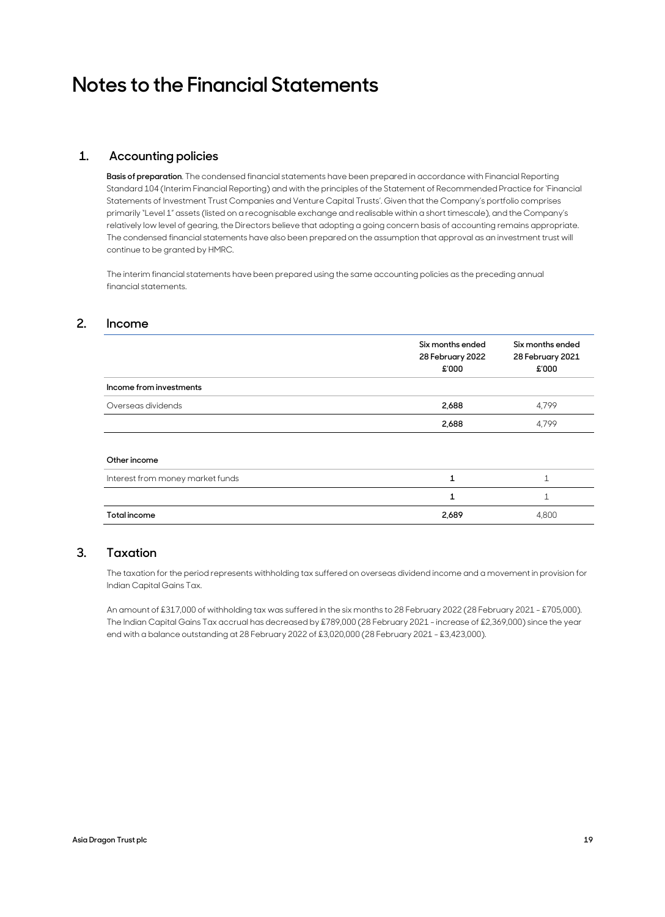# Notes to the Financial Statements

## 1. Accounting policies

**Basis of preparation**. The condensed financial statements have been prepared in accordance with Financial Reporting Standard 104 (Interim Financial Reporting) and with the principles of the Statement of Recommended Practice for 'Financial Statements of Investment Trust Companies and Venture Capital Trusts'. Given that the Company's portfolio comprises primarily "Level 1" assets (listed on a recognisable exchange and realisable within a short timescale), and the Company's relatively low level of gearing, the Directors believe that adopting a going concern basis of accounting remains appropriate. The condensed financial statements have also been prepared on the assumption that approval as an investment trust will continue to be granted by HMRC.

The interim financial statements have been prepared using the same accounting policies as the preceding annual financial statements.

## 2. Income

| | Six months ended 28 February 2022 £'000 | Six months ended 28 February 2021 £'000 |
|---|---|---|
| **Income from investments** | | |
| Overseas dividends | **2,688** | 4,799 |
| | **2,688** | 4,799 |
| **Other income** | | |
| Interest from money market funds | **1** | 1 |
| | **1** | 1 |
| **Total income** | **2,689** | 4,800 |

## 3. Taxation

The taxation for the period represents withholding tax suffered on overseas dividend income and a movement in provision for Indian Capital Gains Tax.

An amount of £317,000 of withholding tax was suffered in the six months to 28 February 2022 (28 February 2021 - £705,000). The Indian Capital Gains Tax accrual has decreased by £789,000 (28 February 2021 - increase of £2,369,000) since the year end with a balance outstanding at 28 February 2022 of £3,020,000 (28 February 2021 - £3,423,000).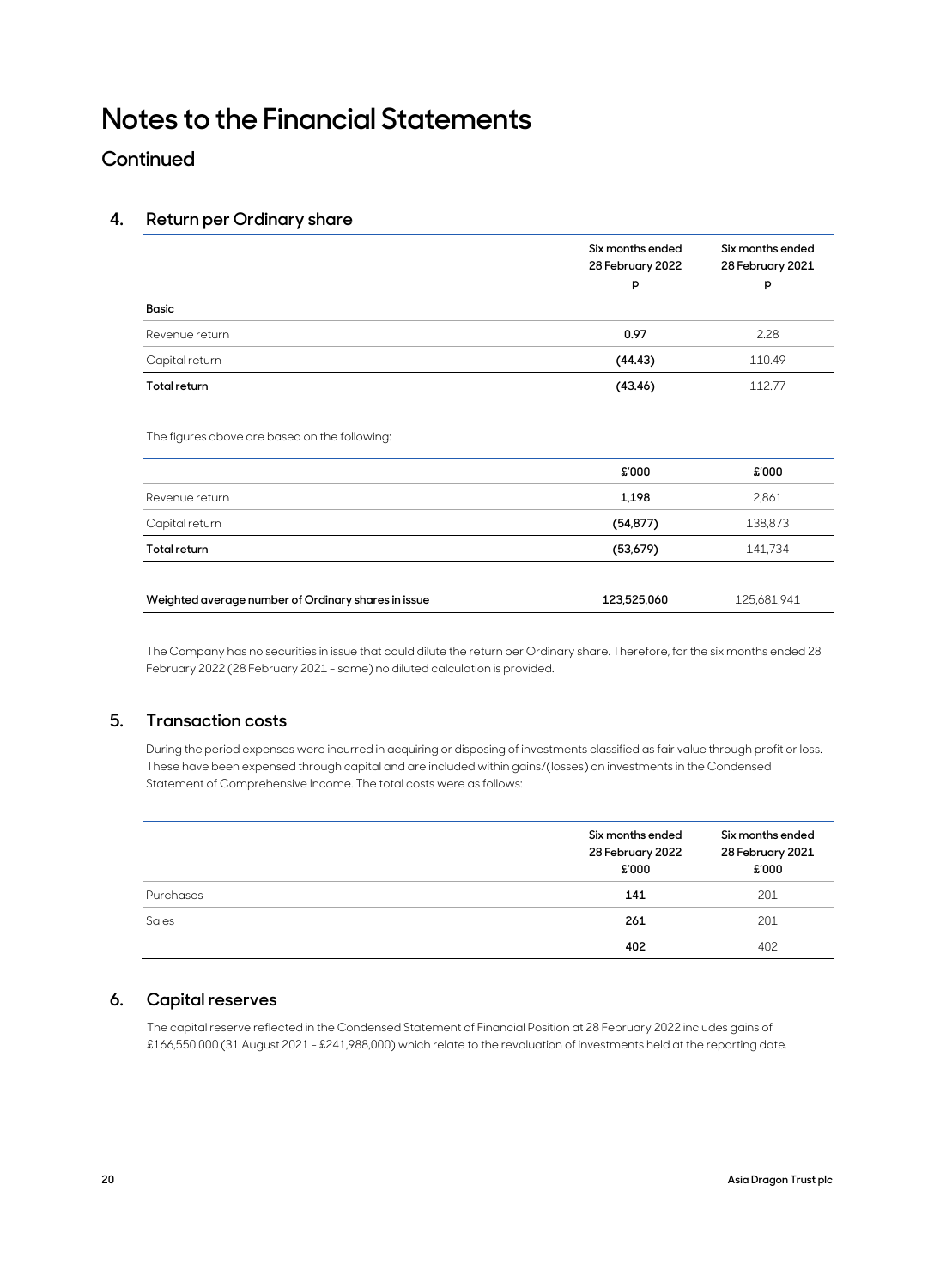# Notes to the Financial Statements

## Continued

### 4. Return per Ordinary share

| | Six months ended 28 February 2022 p | Six months ended 28 February 2021 p |
|---|---|---|
| **Basic** | | |
| Revenue return | **0.97** | 2.28 |
| Capital return | **(44.43)** | 110.49 |
| **Total return** | **(43.46)** | 112.77 |

The figures above are based on the following:

| | £'000 | £'000 |
|---|---|---|
| Revenue return | **1,198** | 2,861 |
| Capital return | **(54,877)** | 138,873 |
| **Total return** | **(53,679)** | 141,734 |
| | | |
| **Weighted average number of Ordinary shares in issue** | **123,525,060** | 125,681,941 |

The Company has no securities in issue that could dilute the return per Ordinary share. Therefore, for the six months ended 28 February 2022 (28 February 2021 - same) no diluted calculation is provided.

### 5. Transaction costs

During the period expenses were incurred in acquiring or disposing of investments classified as fair value through profit or loss. These have been expensed through capital and are included within gains/(losses) on investments in the Condensed Statement of Comprehensive Income. The total costs were as follows:

| | Six months ended 28 February 2022 £'000 | Six months ended 28 February 2021 £'000 |
|---|---|---|
| Purchases | **141** | 201 |
| Sales | **261** | 201 |
| | **402** | 402 |

### 6. Capital reserves

The capital reserve reflected in the Condensed Statement of Financial Position at 28 February 2022 includes gains of £166,550,000 (31 August 2021 - £241,988,000) which relate to the revaluation of investments held at the reporting date.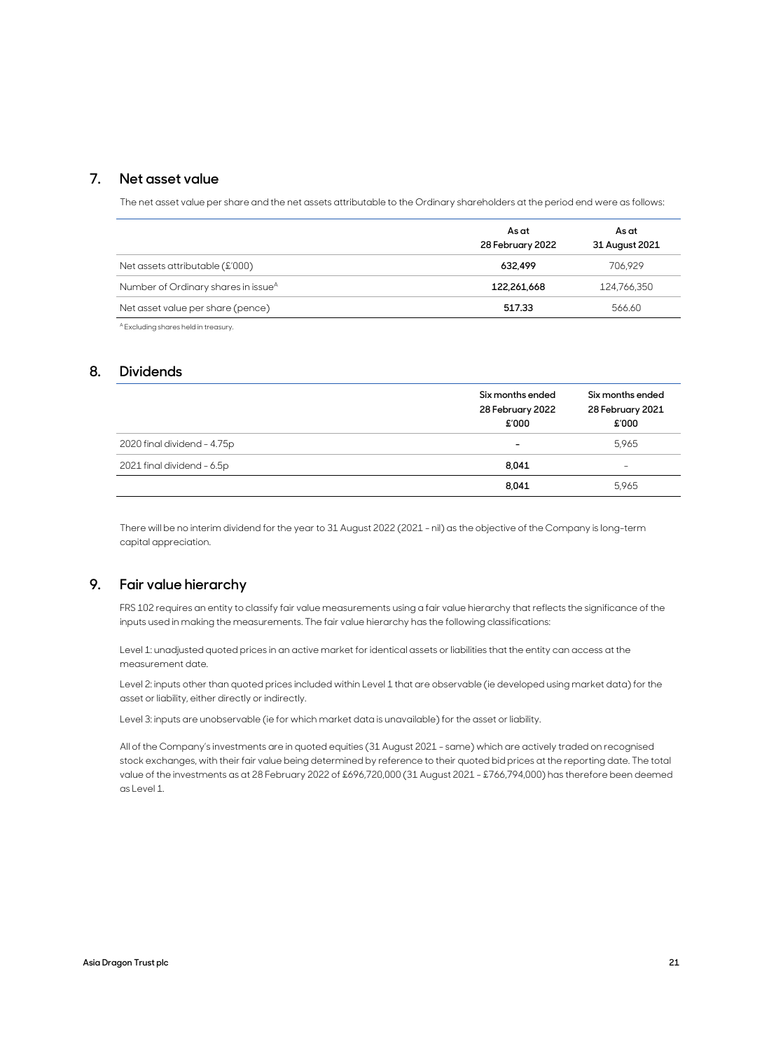## 7. Net asset value

The net asset value per share and the net assets attributable to the Ordinary shareholders at the period end were as follows:

| | As at 28 February 2022 | As at 31 August 2021 |
|---|---|---|
| Net assets attributable (£'000) | **632,499** | 706,929 |
| Number of Ordinary shares in issue[A] | **122,261,668** | 124,766,350 |
| Net asset value per share (pence) | **517.33** | 566.60 |

[A] Excluding shares held in treasury.

## 8. Dividends

| | Six months ended 28 February 2022 £'000 | Six months ended 28 February 2021 £'000 |
|---|---|---|
| 2020 final dividend - 4.75p | **–** | 5,965 |
| 2021 final dividend - 6.5p | **8,041** | – |
| | **8,041** | 5,965 |

There will be no interim dividend for the year to 31 August 2022 (2021 - nil) as the objective of the Company is long-term capital appreciation.

## 9. Fair value hierarchy

FRS 102 requires an entity to classify fair value measurements using a fair value hierarchy that reflects the significance of the inputs used in making the measurements. The fair value hierarchy has the following classifications:

Level 1: unadjusted quoted prices in an active market for identical assets or liabilities that the entity can access at the measurement date.

Level 2: inputs other than quoted prices included within Level 1 that are observable (ie developed using market data) for the asset or liability, either directly or indirectly.

Level 3: inputs are unobservable (ie for which market data is unavailable) for the asset or liability.

All of the Company's investments are in quoted equities (31 August 2021 - same) which are actively traded on recognised stock exchanges, with their fair value being determined by reference to their quoted bid prices at the reporting date. The total value of the investments as at 28 February 2022 of £696,720,000 (31 August 2021 - £766,794,000) has therefore been deemed as Level 1.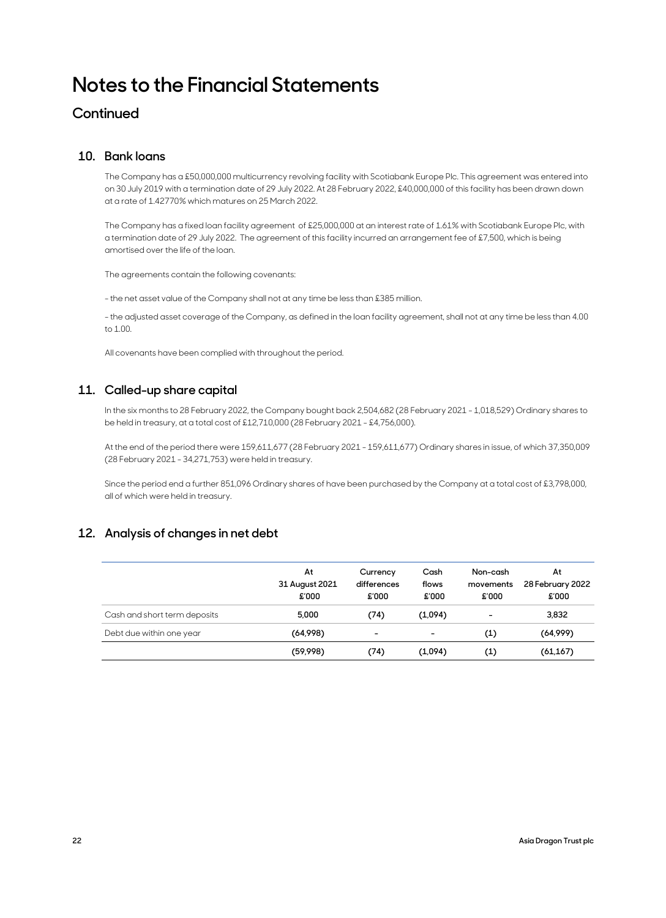# Notes to the Financial Statements

## Continued

### 10. Bank loans

The Company has a £50,000,000 multicurrency revolving facility with Scotiabank Europe Plc. This agreement was entered into on 30 July 2019 with a termination date of 29 July 2022. At 28 February 2022, £40,000,000 of this facility has been drawn down at a rate of 1.42770% which matures on 25 March 2022.

The Company has a fixed loan facility agreement of £25,000,000 at an interest rate of 1.61% with Scotiabank Europe Plc, with a termination date of 29 July 2022. The agreement of this facility incurred an arrangement fee of £7,500, which is being amortised over the life of the loan.

The agreements contain the following covenants:

- the net asset value of the Company shall not at any time be less than £385 million.

- the adjusted asset coverage of the Company, as defined in the loan facility agreement, shall not at any time be less than 4.00 to 1.00.

All covenants have been complied with throughout the period.

### 11. Called-up share capital

In the six months to 28 February 2022, the Company bought back 2,504,682 (28 February 2021 - 1,018,529) Ordinary shares to be held in treasury, at a total cost of £12,710,000 (28 February 2021 - £4,756,000).

At the end of the period there were 159,611,677 (28 February 2021 - 159,611,677) Ordinary shares in issue, of which 37,350,009 (28 February 2021 - 34,271,753) were held in treasury.

Since the period end a further 851,096 Ordinary shares of have been purchased by the Company at a total cost of £3,798,000, all of which were held in treasury.

### 12. Analysis of changes in net debt

| | At 31 August 2021 £'000 | Currency differences £'000 | Cash flows £'000 | Non-cash movements £'000 | At 28 February 2022 £'000 |
|---|---|---|---|---|---|
| Cash and short term deposits | 5,000 | (74) | (1,094) | - | 3,832 |
| Debt due within one year | (64,998) | - | - | (1) | (64,999) |
| | (59,998) | (74) | (1,094) | (1) | (61,167) |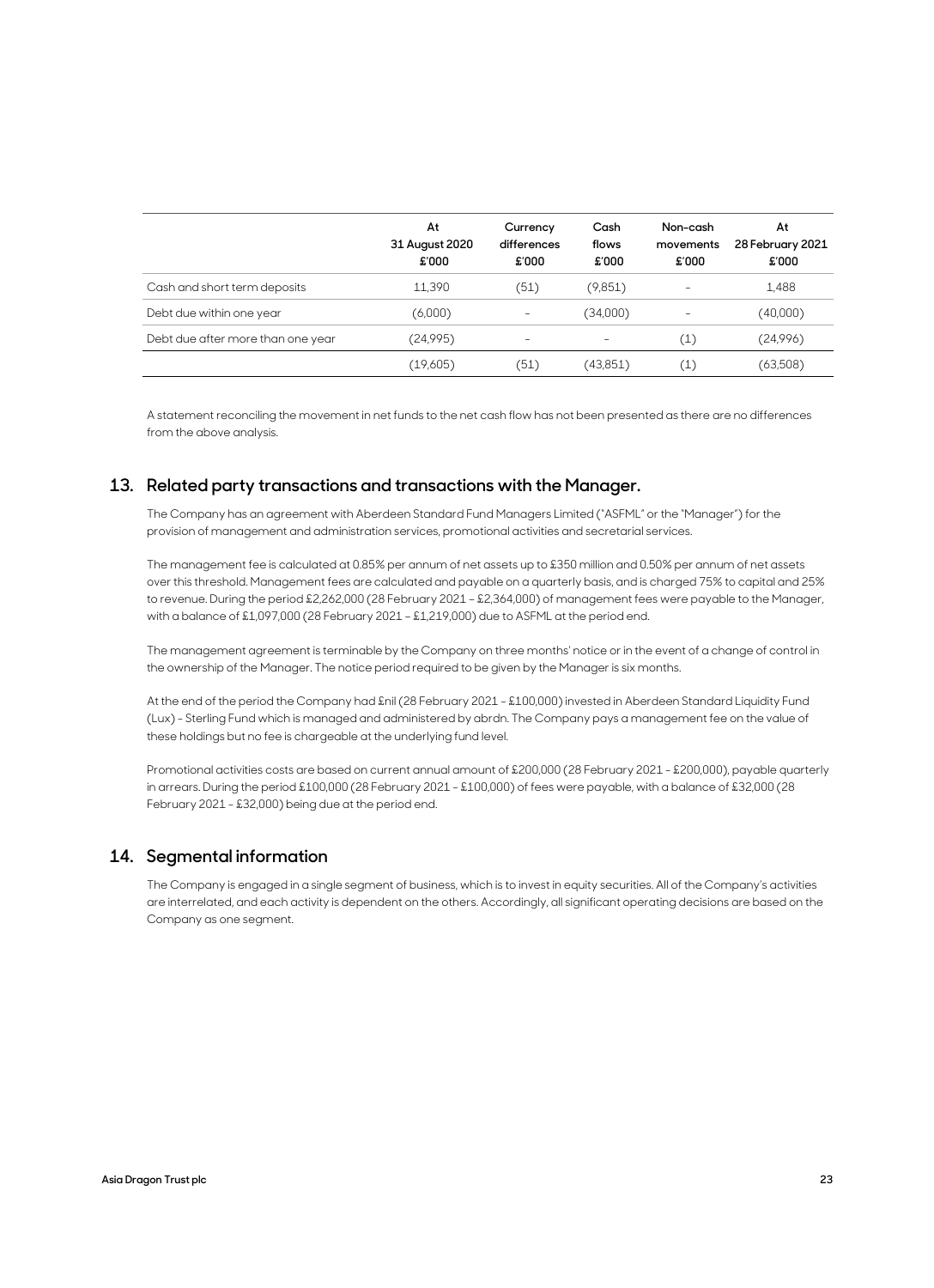| | At 31 August 2020 £'000 | Currency differences £'000 | Cash flows £'000 | Non-cash movements £'000 | At 28 February 2021 £'000 |
|---|---|---|---|---|---|
| Cash and short term deposits | 11,390 | (51) | (9,851) | – | 1,488 |
| Debt due within one year | (6,000) | – | (34,000) | – | (40,000) |
| Debt due after more than one year | (24,995) | – | – | (1) | (24,996) |
| | (19,605) | (51) | (43,851) | (1) | (63,508) |

A statement reconciling the movement in net funds to the net cash flow has not been presented as there are no differences from the above analysis.

## 13. Related party transactions and transactions with the Manager.

The Company has an agreement with Aberdeen Standard Fund Managers Limited ("ASFML" or the "Manager") for the provision of management and administration services, promotional activities and secretarial services.

The management fee is calculated at 0.85% per annum of net assets up to £350 million and 0.50% per annum of net assets over this threshold. Management fees are calculated and payable on a quarterly basis, and is charged 75% to capital and 25% to revenue. During the period £2,262,000 (28 February 2021 – £2,364,000) of management fees were payable to the Manager, with a balance of £1,097,000 (28 February 2021 – £1,219,000) due to ASFML at the period end.

The management agreement is terminable by the Company on three months' notice or in the event of a change of control in the ownership of the Manager. The notice period required to be given by the Manager is six months.

At the end of the period the Company had £nil (28 February 2021 – £100,000) invested in Aberdeen Standard Liquidity Fund (Lux) – Sterling Fund which is managed and administered by abrdn. The Company pays a management fee on the value of these holdings but no fee is chargeable at the underlying fund level.

Promotional activities costs are based on current annual amount of £200,000 (28 February 2021 – £200,000), payable quarterly in arrears. During the period £100,000 (28 February 2021 – £100,000) of fees were payable, with a balance of £32,000 (28 February 2021 – £32,000) being due at the period end.

## 14. Segmental information

The Company is engaged in a single segment of business, which is to invest in equity securities. All of the Company's activities are interrelated, and each activity is dependent on the others. Accordingly, all significant operating decisions are based on the Company as one segment.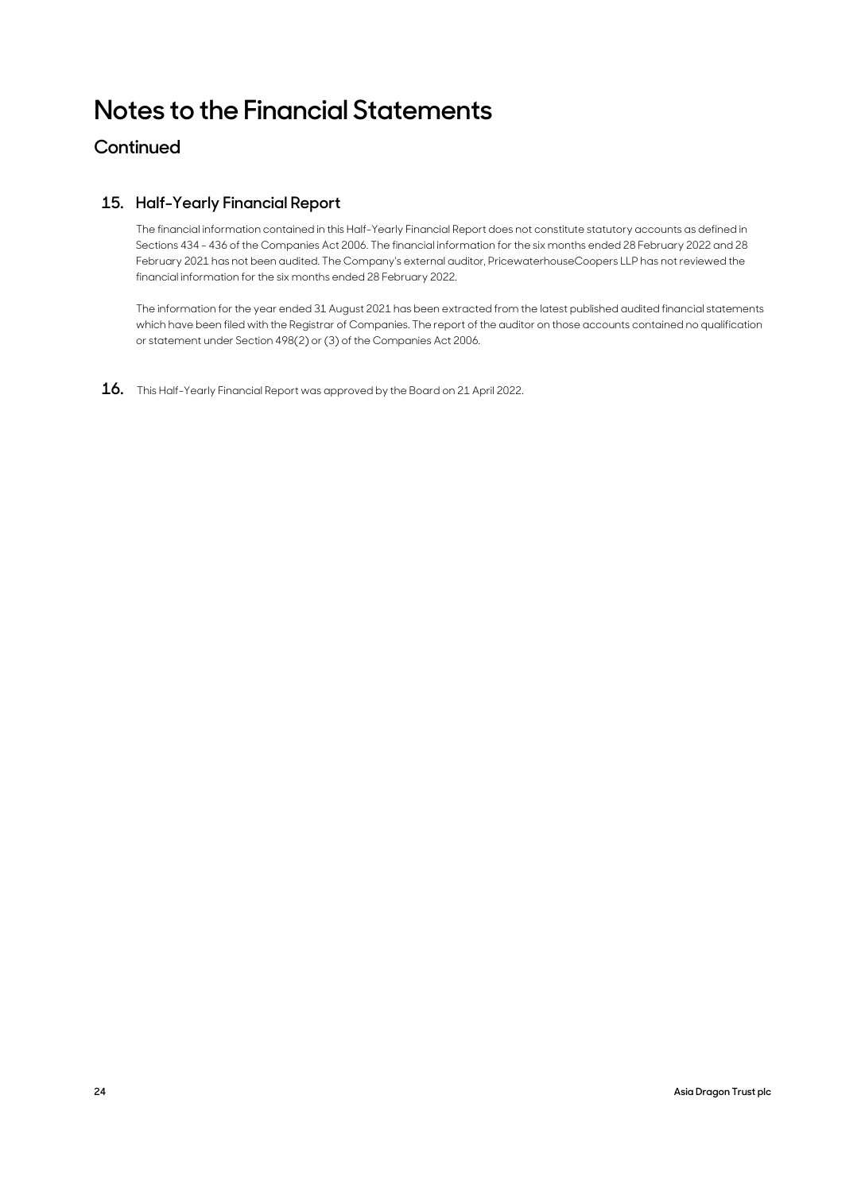# Notes to the Financial Statements

## Continued

### 15. Half-Yearly Financial Report

The financial information contained in this Half-Yearly Financial Report does not constitute statutory accounts as defined in Sections 434 - 436 of the Companies Act 2006. The financial information for the six months ended 28 February 2022 and 28 February 2021 has not been audited. The Company's external auditor, PricewaterhouseCoopers LLP has not reviewed the financial information for the six months ended 28 February 2022.

The information for the year ended 31 August 2021 has been extracted from the latest published audited financial statements which have been filed with the Registrar of Companies. The report of the auditor on those accounts contained no qualification or statement under Section 498(2) or (3) of the Companies Act 2006.

**16.** This Half-Yearly Financial Report was approved by the Board on 21 April 2022.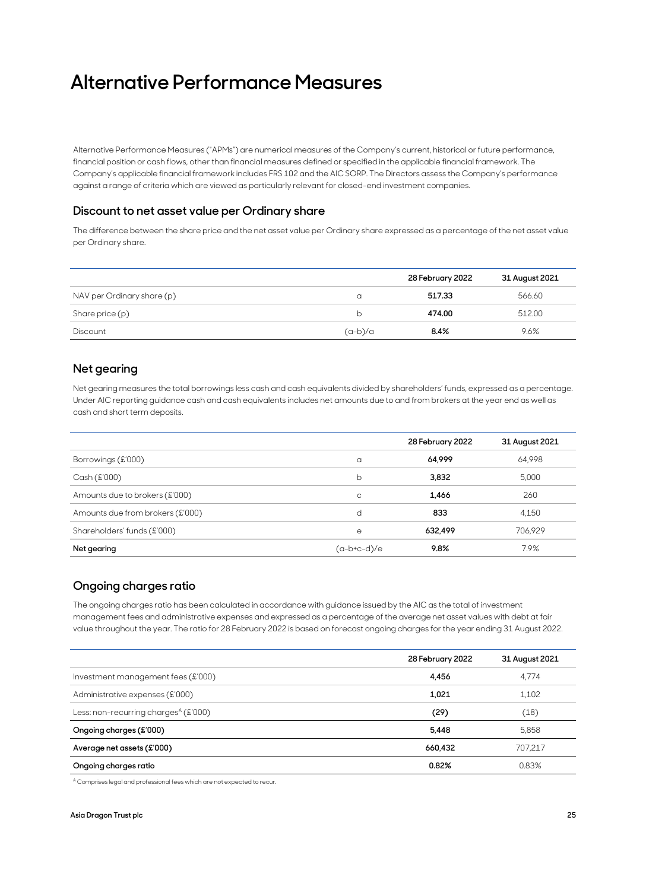# Alternative Performance Measures

Alternative Performance Measures ("APMs") are numerical measures of the Company's current, historical or future performance, financial position or cash flows, other than financial measures defined or specified in the applicable financial framework. The Company's applicable financial framework includes FRS 102 and the AIC SORP. The Directors assess the Company's performance against a range of criteria which are viewed as particularly relevant for closed-end investment companies.

## Discount to net asset value per Ordinary share

The difference between the share price and the net asset value per Ordinary share expressed as a percentage of the net asset value per Ordinary share.

| | | 28 February 2022 | 31 August 2021 |
|---|---|---|---|
| NAV per Ordinary share (p) | a | **517.33** | 566.60 |
| Share price (p) | b | **474.00** | 512.00 |
| Discount | (a-b)/a | **8.4%** | 9.6% |

## Net gearing

Net gearing measures the total borrowings less cash and cash equivalents divided by shareholders' funds, expressed as a percentage. Under AIC reporting guidance cash and cash equivalents includes net amounts due to and from brokers at the year end as well as cash and short term deposits.

| | | 28 February 2022 | 31 August 2021 |
|---|---|---|---|
| Borrowings (£'000) | a | **64,999** | 64,998 |
| Cash (£'000) | b | **3,832** | 5,000 |
| Amounts due to brokers (£'000) | c | **1,466** | 260 |
| Amounts due from brokers (£'000) | d | **833** | 4,150 |
| Shareholders' funds (£'000) | e | **632,499** | 706,929 |
| **Net gearing** | (a-b+c-d)/e | **9.8%** | 7.9% |

## Ongoing charges ratio

The ongoing charges ratio has been calculated in accordance with guidance issued by the AIC as the total of investment management fees and administrative expenses and expressed as a percentage of the average net asset values with debt at fair value throughout the year. The ratio for 28 February 2022 is based on forecast ongoing charges for the year ending 31 August 2022.

| | 28 February 2022 | 31 August 2021 |
|---|---|---|
| Investment management fees (£'000) | **4,456** | 4,774 |
| Administrative expenses (£'000) | **1,021** | 1,102 |
| Less: non-recurring charges[A] (£'000) | **(29)** | (18) |
| **Ongoing charges (£'000)** | **5,448** | 5,858 |
| **Average net assets (£'000)** | **660,432** | 707,217 |
| **Ongoing charges ratio** | **0.82%** | 0.83% |

[A] Comprises legal and professional fees which are not expected to recur.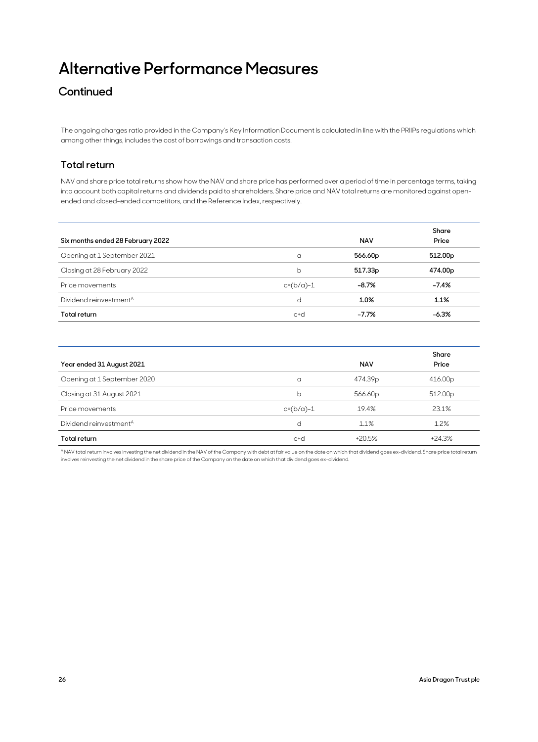# Alternative Performance Measures

## Continued

The ongoing charges ratio provided in the Company's Key Information Document is calculated in line with the PRIIPs regulations which among other things, includes the cost of borrowings and transaction costs.

### Total return

NAV and share price total returns show how the NAV and share price has performed over a period of time in percentage terms, taking into account both capital returns and dividends paid to shareholders. Share price and NAV total returns are monitored against open-ended and closed-ended competitors, and the Reference Index, respectively.

| Six months ended 28 February 2022 | | NAV | Share Price |
|---|---|---|---|
| Opening at 1 September 2021 | a | **566.60p** | **512.00p** |
| Closing at 28 February 2022 | b | **517.33p** | **474.00p** |
| Price movements | c=(b/a)-1 | **-8.7%** | **-7.4%** |
| Dividend reinvestment[A] | d | **1.0%** | **1.1%** |
| **Total return** | c+d | **-7.7%** | **-6.3%** |

| Year ended 31 August 2021 | | NAV | Share Price |
|---|---|---|---|
| Opening at 1 September 2020 | a | 474.39p | 416.00p |
| Closing at 31 August 2021 | b | 566.60p | 512.00p |
| Price movements | c=(b/a)-1 | 19.4% | 23.1% |
| Dividend reinvestment[A] | d | 1.1% | 1.2% |
| **Total return** | c+d | +20.5% | +24.3% |

[A] NAV total return involves investing the net dividend in the NAV of the Company with debt at fair value on the date on which that dividend goes ex-dividend. Share price total return involves reinvesting the net dividend in the share price of the Company on the date on which that dividend goes ex-dividend.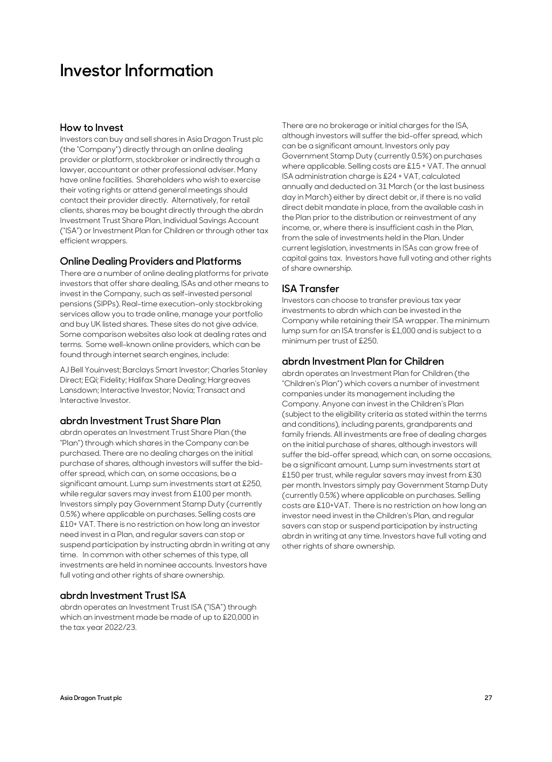# Investor Information

## How to Invest

Investors can buy and sell shares in Asia Dragon Trust plc (the "Company") directly through an online dealing provider or platform, stockbroker or indirectly through a lawyer, accountant or other professional adviser. Many have online facilities. Shareholders who wish to exercise their voting rights or attend general meetings should contact their provider directly. Alternatively, for retail clients, shares may be bought directly through the abrdn Investment Trust Share Plan, Individual Savings Account ("ISA") or Investment Plan for Children or through other tax efficient wrappers.

## Online Dealing Providers and Platforms

There are a number of online dealing platforms for private investors that offer share dealing, ISAs and other means to invest in the Company, such as self-invested personal pensions (SIPPs). Real-time execution-only stockbroking services allow you to trade online, manage your portfolio and buy UK listed shares. These sites do not give advice. Some comparison websites also look at dealing rates and terms. Some well-known online providers, which can be found through internet search engines, include:

AJ Bell Youinvest; Barclays Smart Investor; Charles Stanley Direct; EQi; Fidelity; Halifax Share Dealing; Hargreaves Lansdown; Interactive Investor; Novia; Transact and Interactive Investor.

## abrdn Investment Trust Share Plan

abrdn operates an Investment Trust Share Plan (the "Plan") through which shares in the Company can be purchased. There are no dealing charges on the initial purchase of shares, although investors will suffer the bid-offer spread, which can, on some occasions, be a significant amount. Lump sum investments start at £250, while regular savers may invest from £100 per month. Investors simply pay Government Stamp Duty (currently 0.5%) where applicable on purchases. Selling costs are £10+ VAT. There is no restriction on how long an investor need invest in a Plan, and regular savers can stop or suspend participation by instructing abrdn in writing at any time. In common with other schemes of this type, all investments are held in nominee accounts. Investors have full voting and other rights of share ownership.

## abrdn Investment Trust ISA

abrdn operates an Investment Trust ISA ("ISA") through which an investment made be made of up to £20,000 in the tax year 2022/23.

There are no brokerage or initial charges for the ISA, although investors will suffer the bid-offer spread, which can be a significant amount. Investors only pay Government Stamp Duty (currently 0.5%) on purchases where applicable. Selling costs are £15 + VAT. The annual ISA administration charge is £24 + VAT, calculated annually and deducted on 31 March (or the last business day in March) either by direct debit or, if there is no valid direct debit mandate in place, from the available cash in the Plan prior to the distribution or reinvestment of any income, or, where there is insufficient cash in the Plan, from the sale of investments held in the Plan. Under current legislation, investments in ISAs can grow free of capital gains tax. Investors have full voting and other rights of share ownership.

## ISA Transfer

Investors can choose to transfer previous tax year investments to abrdn which can be invested in the Company while retaining their ISA wrapper. The minimum lump sum for an ISA transfer is £1,000 and is subject to a minimum per trust of £250.

## abrdn Investment Plan for Children

abrdn operates an Investment Plan for Children (the "Children's Plan") which covers a number of investment companies under its management including the Company. Anyone can invest in the Children's Plan (subject to the eligibility criteria as stated within the terms and conditions), including parents, grandparents and family friends. All investments are free of dealing charges on the initial purchase of shares, although investors will suffer the bid-offer spread, which can, on some occasions, be a significant amount. Lump sum investments start at £150 per trust, while regular savers may invest from £30 per month. Investors simply pay Government Stamp Duty (currently 0.5%) where applicable on purchases. Selling costs are £10+VAT. There is no restriction on how long an investor need invest in the Children's Plan, and regular savers can stop or suspend participation by instructing abrdn in writing at any time. Investors have full voting and other rights of share ownership.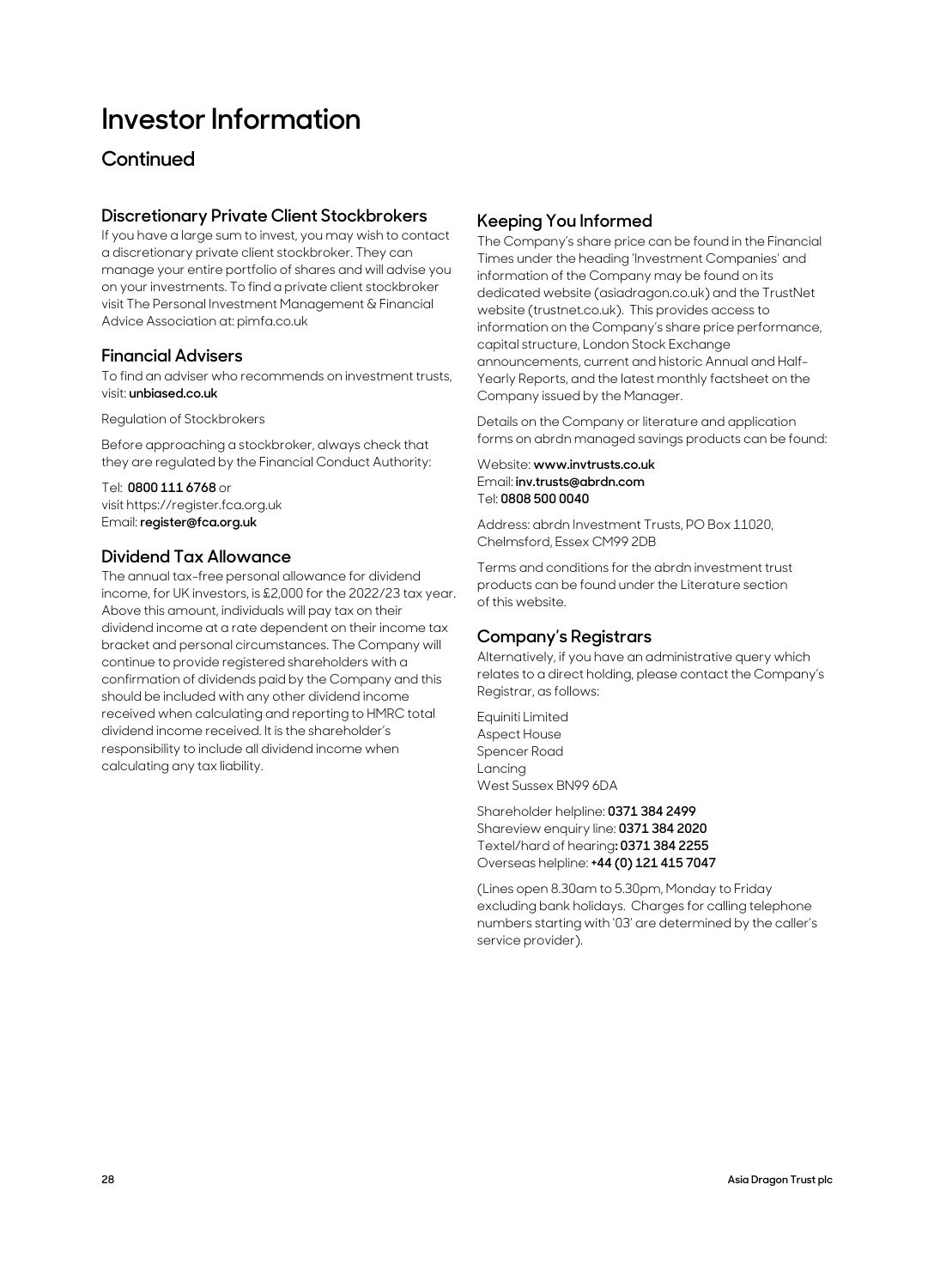# Investor Information

## Continued

### Discretionary Private Client Stockbrokers

If you have a large sum to invest, you may wish to contact a discretionary private client stockbroker. They can manage your entire portfolio of shares and will advise you on your investments. To find a private client stockbroker visit The Personal Investment Management & Financial Advice Association at: pimfa.co.uk

### Financial Advisers

To find an adviser who recommends on investment trusts, visit: **unbiased.co.uk**

Regulation of Stockbrokers

Before approaching a stockbroker, always check that they are regulated by the Financial Conduct Authority:

Tel: **0800 111 6768** or
visit https://register.fca.org.uk
Email: **register@fca.org.uk**

### Dividend Tax Allowance

The annual tax-free personal allowance for dividend income, for UK investors, is £2,000 for the 2022/23 tax year. Above this amount, individuals will pay tax on their dividend income at a rate dependent on their income tax bracket and personal circumstances. The Company will continue to provide registered shareholders with a confirmation of dividends paid by the Company and this should be included with any other dividend income received when calculating and reporting to HMRC total dividend income received. It is the shareholder's responsibility to include all dividend income when calculating any tax liability.

### Keeping You Informed

The Company's share price can be found in the Financial Times under the heading 'Investment Companies' and information of the Company may be found on its dedicated website (asiadragon.co.uk) and the TrustNet website (trustnet.co.uk). This provides access to information on the Company's share price performance, capital structure, London Stock Exchange announcements, current and historic Annual and Half-Yearly Reports, and the latest monthly factsheet on the Company issued by the Manager.

Details on the Company or literature and application forms on abrdn managed savings products can be found:

Website: **www.invtrusts.co.uk**
Email: **inv.trusts@abrdn.com**
Tel: **0808 500 0040**

Address: abrdn Investment Trusts, PO Box 11020, Chelmsford, Essex CM99 2DB

Terms and conditions for the abrdn investment trust products can be found under the Literature section of this website.

### Company's Registrars

Alternatively, if you have an administrative query which relates to a direct holding, please contact the Company's Registrar, as follows:

Equiniti Limited
Aspect House
Spencer Road
Lancing
West Sussex BN99 6DA

Shareholder helpline: **0371 384 2499**
Shareview enquiry line: **0371 384 2020**
Textel/hard of hearing**: 0371 384 2255**
Overseas helpline: **+44 (0) 121 415 7047**

(Lines open 8.30am to 5.30pm, Monday to Friday excluding bank holidays. Charges for calling telephone numbers starting with '03' are determined by the caller's service provider).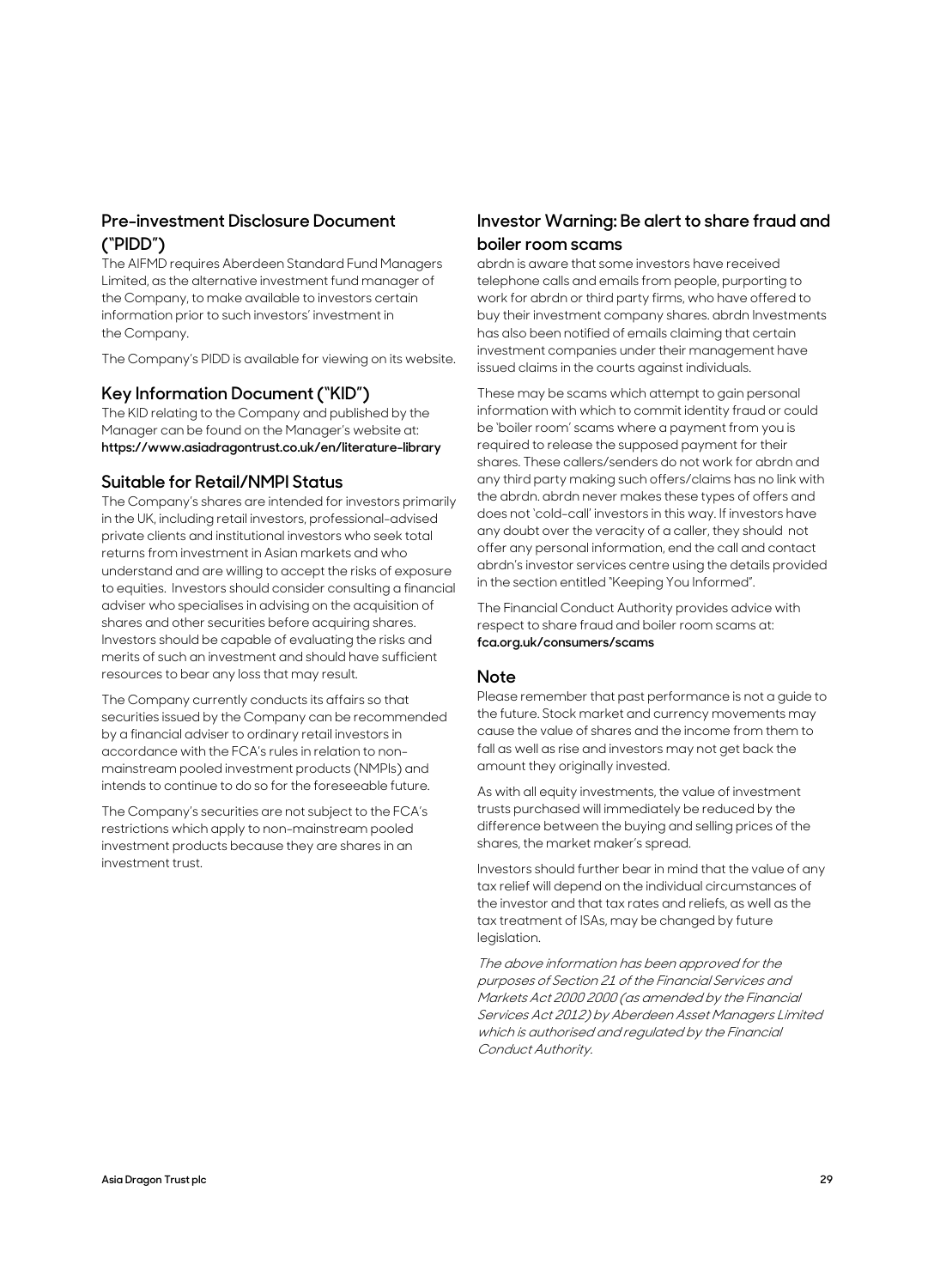## Pre-investment Disclosure Document ("PIDD")

The AIFMD requires Aberdeen Standard Fund Managers Limited, as the alternative investment fund manager of the Company, to make available to investors certain information prior to such investors' investment in the Company.

The Company's PIDD is available for viewing on its website.

## Key Information Document ("KID")

The KID relating to the Company and published by the Manager can be found on the Manager's website at: **https://www.asiadragontrust.co.uk/en/literature-library**

## Suitable for Retail/NMPI Status

The Company's shares are intended for investors primarily in the UK, including retail investors, professional-advised private clients and institutional investors who seek total returns from investment in Asian markets and who understand and are willing to accept the risks of exposure to equities. Investors should consider consulting a financial adviser who specialises in advising on the acquisition of shares and other securities before acquiring shares. Investors should be capable of evaluating the risks and merits of such an investment and should have sufficient resources to bear any loss that may result.

The Company currently conducts its affairs so that securities issued by the Company can be recommended by a financial adviser to ordinary retail investors in accordance with the FCA's rules in relation to non-mainstream pooled investment products (NMPIs) and intends to continue to do so for the foreseeable future.

The Company's securities are not subject to the FCA's restrictions which apply to non-mainstream pooled investment products because they are shares in an investment trust.

## Investor Warning: Be alert to share fraud and boiler room scams

abrdn is aware that some investors have received telephone calls and emails from people, purporting to work for abrdn or third party firms, who have offered to buy their investment company shares. abrdn Investments has also been notified of emails claiming that certain investment companies under their management have issued claims in the courts against individuals.

These may be scams which attempt to gain personal information with which to commit identity fraud or could be 'boiler room' scams where a payment from you is required to release the supposed payment for their shares. These callers/senders do not work for abrdn and any third party making such offers/claims has no link with the abrdn. abrdn never makes these types of offers and does not 'cold-call' investors in this way. If investors have any doubt over the veracity of a caller, they should not offer any personal information, end the call and contact abrdn's investor services centre using the details provided in the section entitled "Keeping You Informed".

The Financial Conduct Authority provides advice with respect to share fraud and boiler room scams at: **fca.org.uk/consumers/scams**

## Note

Please remember that past performance is not a guide to the future. Stock market and currency movements may cause the value of shares and the income from them to fall as well as rise and investors may not get back the amount they originally invested.

As with all equity investments, the value of investment trusts purchased will immediately be reduced by the difference between the buying and selling prices of the shares, the market maker's spread.

Investors should further bear in mind that the value of any tax relief will depend on the individual circumstances of the investor and that tax rates and reliefs, as well as the tax treatment of ISAs, may be changed by future legislation.

*The above information has been approved for the purposes of Section 21 of the Financial Services and Markets Act 2000 2000 (as amended by the Financial Services Act 2012) by Aberdeen Asset Managers Limited which is authorised and regulated by the Financial Conduct Authority.*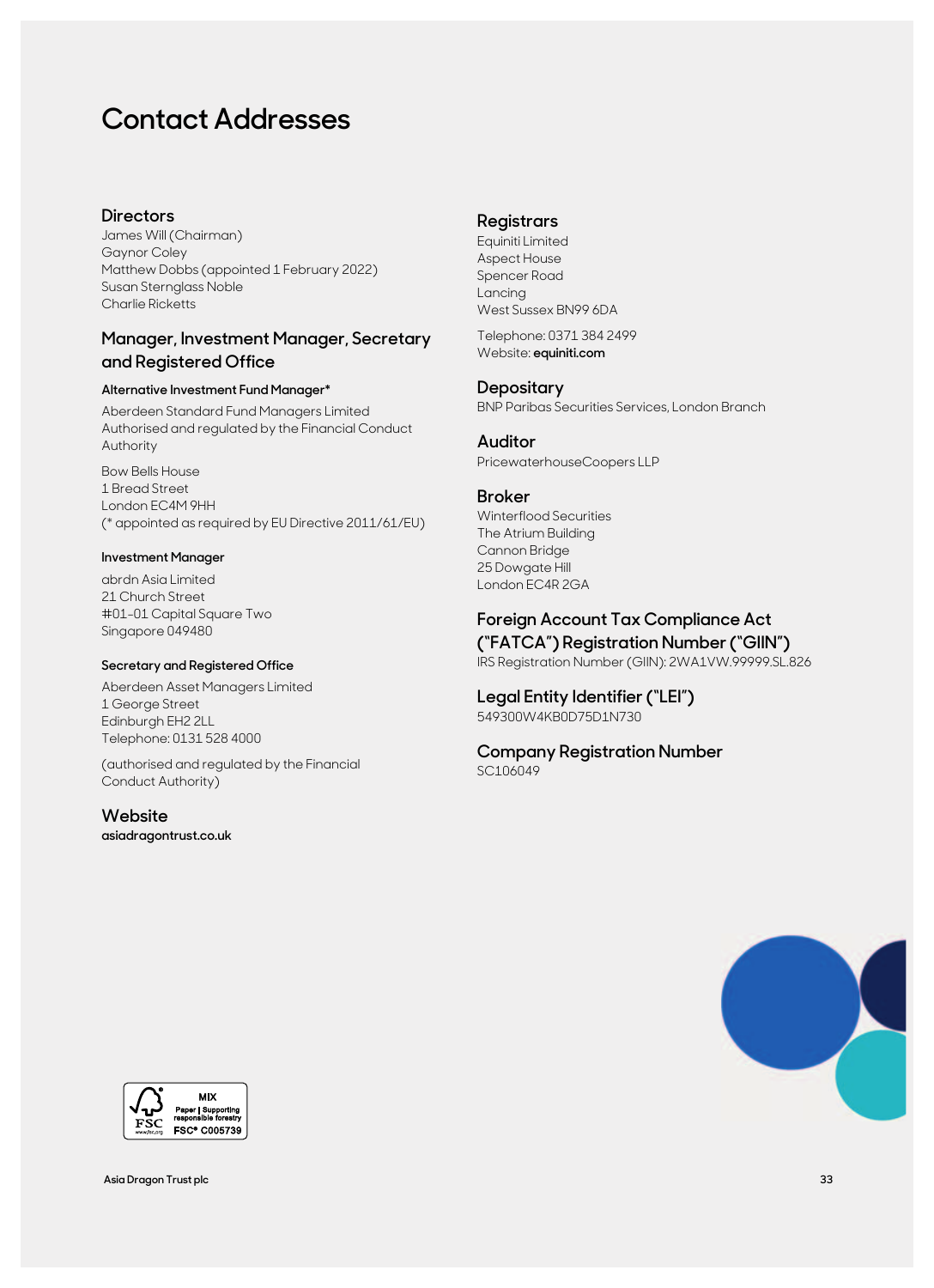# Contact Addresses

## Directors

James Will (Chairman)
Gaynor Coley
Matthew Dobbs (appointed 1 February 2022)
Susan Sternglass Noble
Charlie Ricketts

## Manager, Investment Manager, Secretary and Registered Office

### Alternative Investment Fund Manager*

Aberdeen Standard Fund Managers Limited
Authorised and regulated by the Financial Conduct Authority

Bow Bells House
1 Bread Street
London EC4M 9HH
(* appointed as required by EU Directive 2011/61/EU)

### Investment Manager

abrdn Asia Limited
21 Church Street
#01-01 Capital Square Two
Singapore 049480

### Secretary and Registered Office

Aberdeen Asset Managers Limited
1 George Street
Edinburgh EH2 2LL
Telephone: 0131 528 4000

(authorised and regulated by the Financial Conduct Authority)

## Website

**asiadragontrust.co.uk**

## Registrars

Equiniti Limited
Aspect House
Spencer Road
Lancing
West Sussex BN99 6DA

Telephone: 0371 384 2499
Website: **equiniti.com**

## Depositary

BNP Paribas Securities Services, London Branch

## Auditor

PricewaterhouseCoopers LLP

## Broker

Winterflood Securities
The Atrium Building
Cannon Bridge
25 Dowgate Hill
London EC4R 2GA

## Foreign Account Tax Compliance Act ("FATCA") Registration Number ("GIIN")

IRS Registration Number (GIIN): 2WA1VW.99999.SL.826

## Legal Entity Identifier ("LEI")

549300W4KB0D75D1N730

## Company Registration Number

SC106049

MIX
Paper | Supporting responsible forestry
FSC® C005739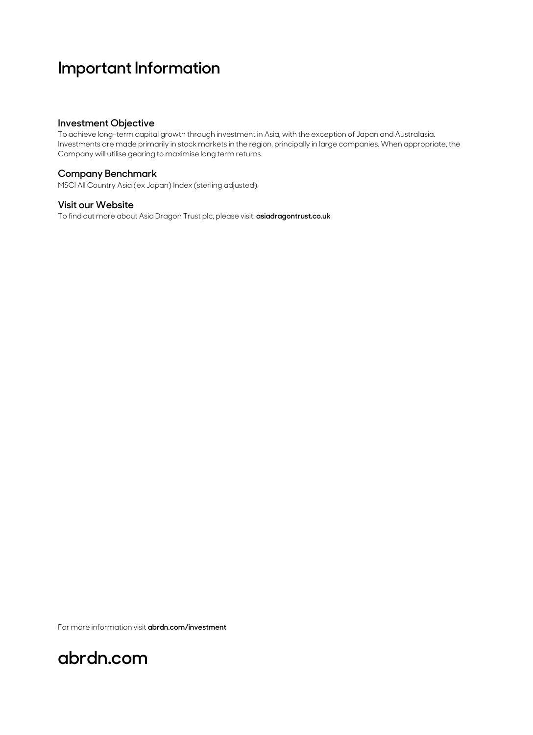# Important Information

## Investment Objective

To achieve long-term capital growth through investment in Asia, with the exception of Japan and Australasia. Investments are made primarily in stock markets in the region, principally in large companies. When appropriate, the Company will utilise gearing to maximise long term returns.

## Company Benchmark

MSCI All Country Asia (ex Japan) Index (sterling adjusted).

## Visit our Website

To find out more about Asia Dragon Trust plc, please visit: **asiadragontrust.co.uk**

For more information visit **abrdn.com/investment**

**abrdn.com**